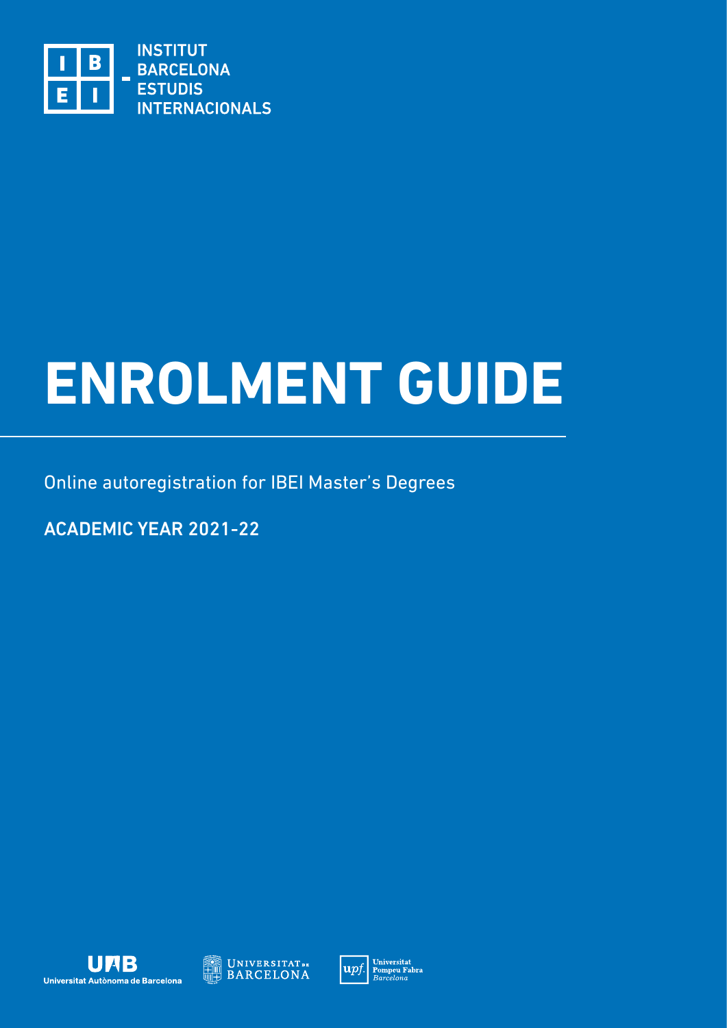INSTITUT BARCELONA ESTUDIS INTERNACIONALS

# ENROLMENT GUIDE

Online autoregistration for IBEI Master's Degrees

**ACADEMIC YEAR 2021-22**

Universitat Autònoma de Barcelona

Universitat de Barcelona

Universitat Pompeu Fabra Barcelona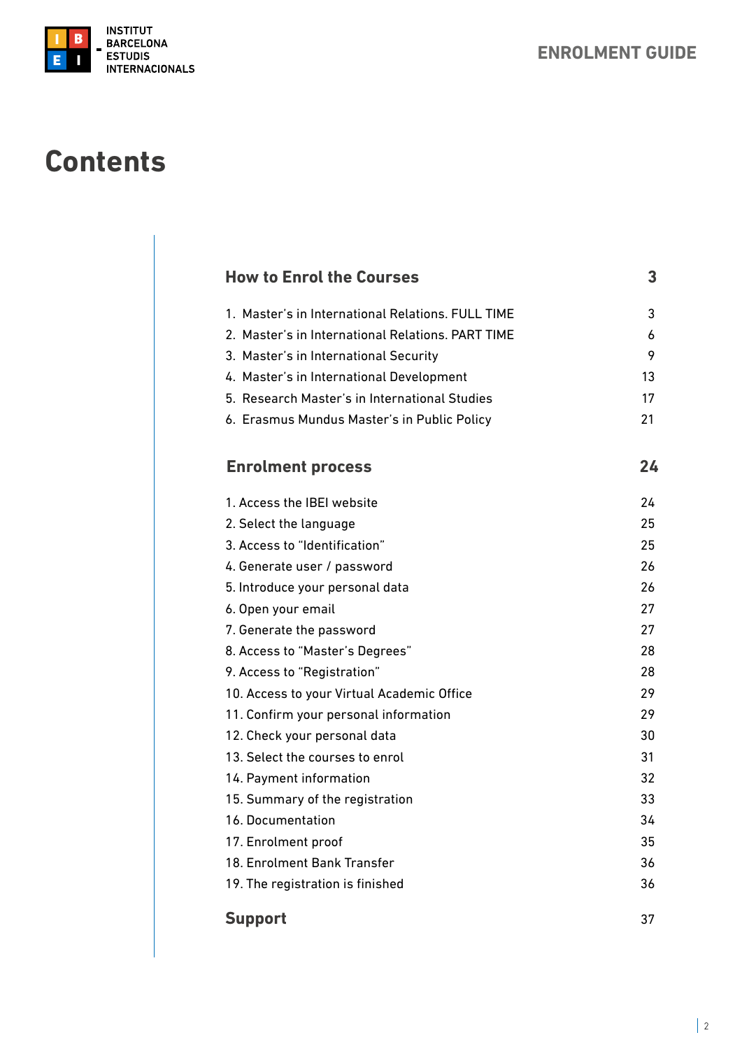# Contents

| | |
|---|---|
| **How to Enrol the Courses** | **3** |
| 1. Master's in International Relations. FULL TIME | 3 |
| 2. Master's in International Relations. PART TIME | 6 |
| 3. Master's in International Security | 9 |
| 4. Master's in International Development | 13 |
| 5. Research Master's in International Studies | 17 |
| 6. Erasmus Mundus Master's in Public Policy | 21 |
| **Enrolment process** | **24** |
| 1. Access the IBEI website | 24 |
| 2. Select the language | 25 |
| 3. Access to "Identification" | 25 |
| 4. Generate user / password | 26 |
| 5. Introduce your personal data | 26 |
| 6. Open your email | 27 |
| 7. Generate the password | 27 |
| 8. Access to "Master's Degrees" | 28 |
| 9. Access to "Registration" | 28 |
| 10. Access to your Virtual Academic Office | 29 |
| 11. Confirm your personal information | 29 |
| 12. Check your personal data | 30 |
| 13. Select the courses to enrol | 31 |
| 14. Payment information | 32 |
| 15. Summary of the registration | 33 |
| 16. Documentation | 34 |
| 17. Enrolment proof | 35 |
| 18. Enrolment Bank Transfer | 36 |
| 19. The registration is finished | 36 |
| **Support** | 37 |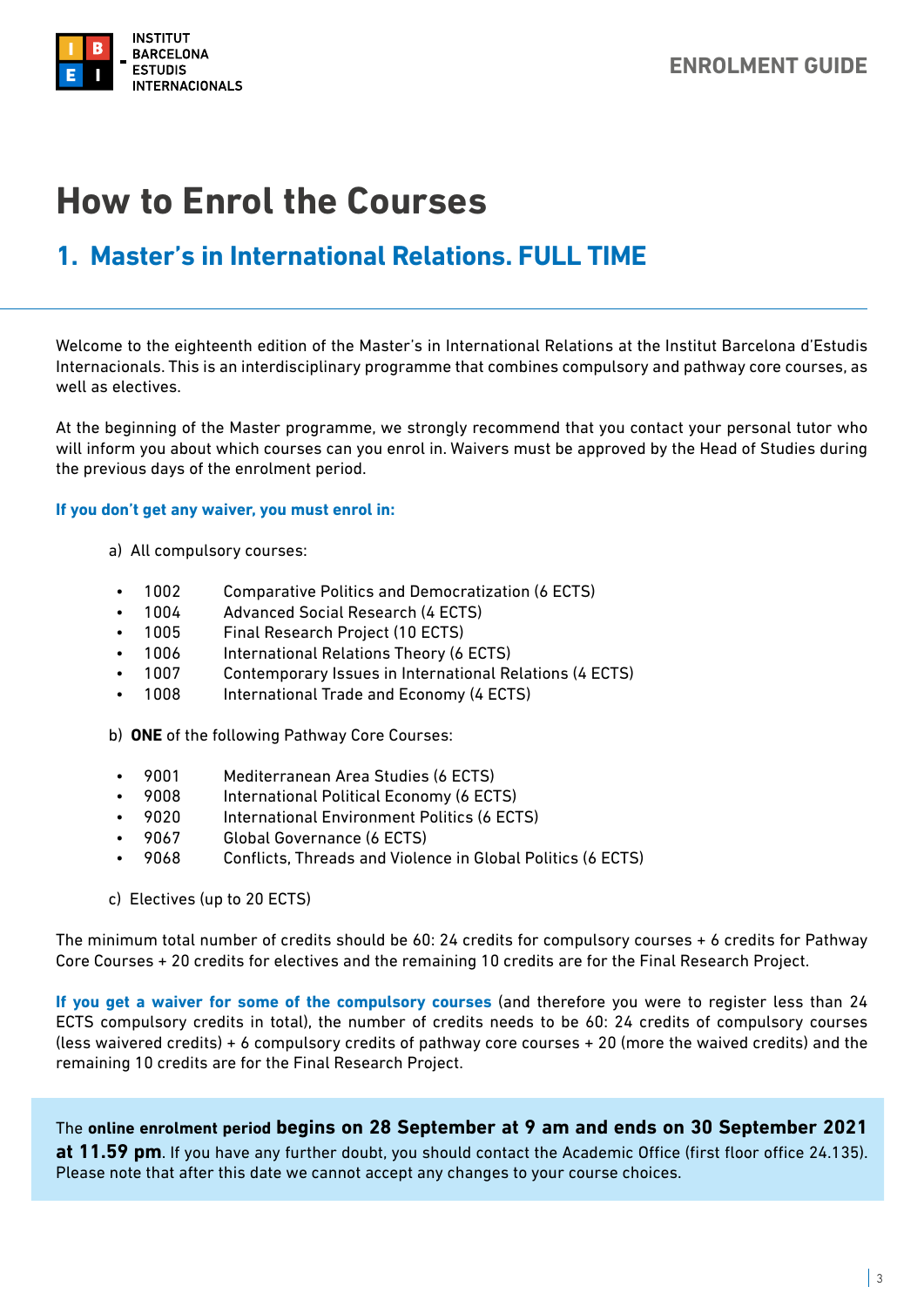# How to Enrol the Courses

## 1. Master's in International Relations. FULL TIME

Welcome to the eighteenth edition of the Master's in International Relations at the Institut Barcelona d'Estudis Internacionals. This is an interdisciplinary programme that combines compulsory and pathway core courses, as well as electives.

At the beginning of the Master programme, we strongly recommend that you contact your personal tutor who will inform you about which courses can you enrol in. Waivers must be approved by the Head of Studies during the previous days of the enrolment period.

**If you don't get any waiver, you must enrol in:**

a) All compulsory courses:

- 1002 Comparative Politics and Democratization (6 ECTS)
- 1004 Advanced Social Research (4 ECTS)
- 1005 Final Research Project (10 ECTS)
- 1006 International Relations Theory (6 ECTS)
- 1007 Contemporary Issues in International Relations (4 ECTS)
- 1008 International Trade and Economy (4 ECTS)

b) **ONE** of the following Pathway Core Courses:

- 9001 Mediterranean Area Studies (6 ECTS)
- 9008 International Political Economy (6 ECTS)
- 9020 International Environment Politics (6 ECTS)
- 9067 Global Governance (6 ECTS)
- 9068 Conflicts, Threads and Violence in Global Politics (6 ECTS)

c) Electives (up to 20 ECTS)

The minimum total number of credits should be 60: 24 credits for compulsory courses + 6 credits for Pathway Core Courses + 20 credits for electives and the remaining 10 credits are for the Final Research Project.

**If you get a waiver for some of the compulsory courses** (and therefore you were to register less than 24 ECTS compulsory credits in total), the number of credits needs to be 60: 24 credits of compulsory courses (less waivered credits) + 6 compulsory credits of pathway core courses + 20 (more the waived credits) and the remaining 10 credits are for the Final Research Project.

The **online enrolment period begins on 28 September at 9 am and ends on 30 September 2021 at 11.59 pm**. If you have any further doubt, you should contact the Academic Office (first floor office 24.135). Please note that after this date we cannot accept any changes to your course choices.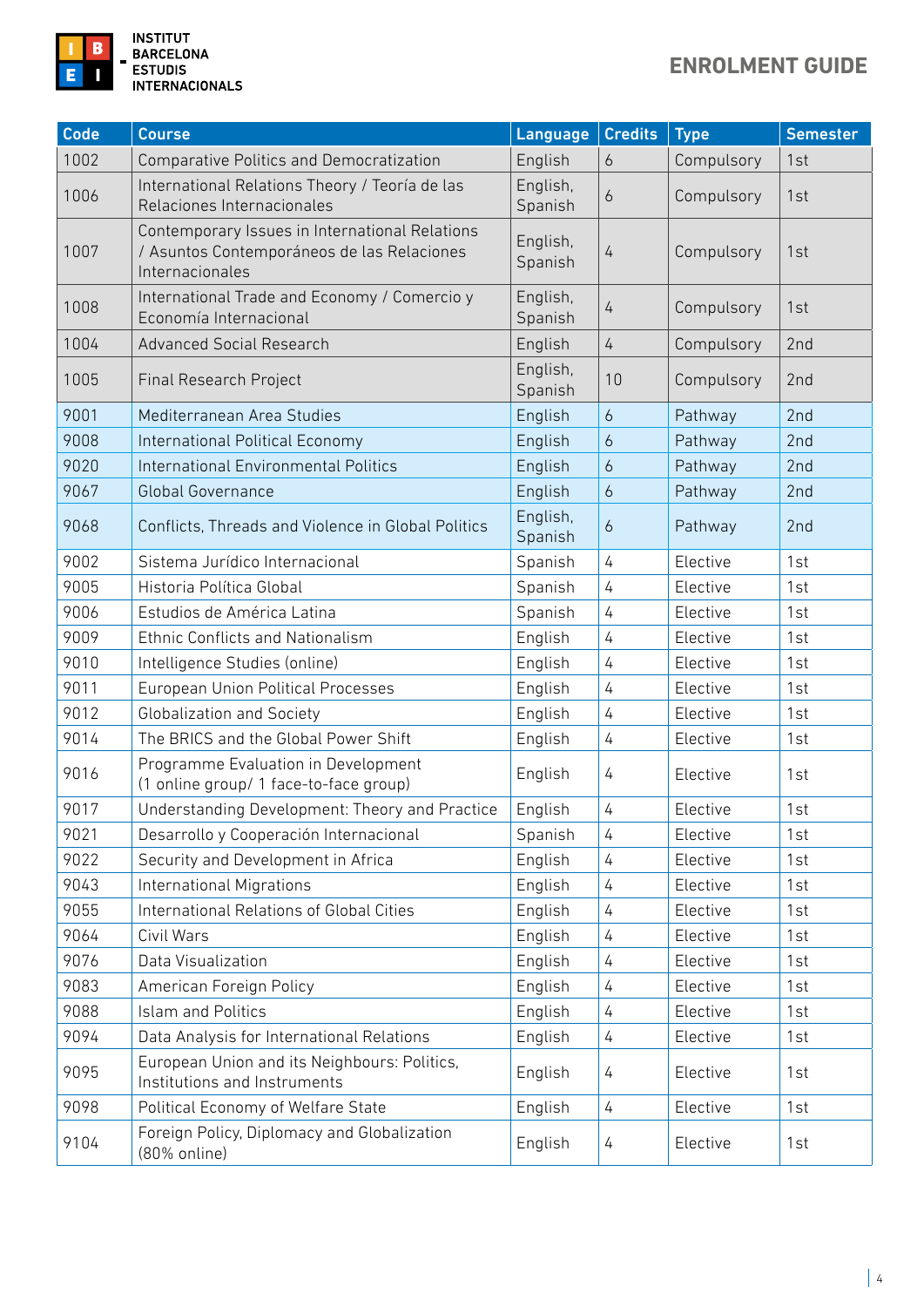# ENROLMENT GUIDE

| Code | Course | Language | Credits | Type | Semester |
|---|---|---|---|---|---|
| 1002 | Comparative Politics and Democratization | English | 6 | Compulsory | 1st |
| 1006 | International Relations Theory / Teoría de las Relaciones Internacionales | English, Spanish | 6 | Compulsory | 1st |
| 1007 | Contemporary Issues in International Relations / Asuntos Contemporáneos de las Relaciones Internacionales | English, Spanish | 4 | Compulsory | 1st |
| 1008 | International Trade and Economy / Comercio y Economía Internacional | English, Spanish | 4 | Compulsory | 1st |
| 1004 | Advanced Social Research | English | 4 | Compulsory | 2nd |
| 1005 | Final Research Project | English, Spanish | 10 | Compulsory | 2nd |
| 9001 | Mediterranean Area Studies | English | 6 | Pathway | 2nd |
| 9008 | International Political Economy | English | 6 | Pathway | 2nd |
| 9020 | International Environmental Politics | English | 6 | Pathway | 2nd |
| 9067 | Global Governance | English | 6 | Pathway | 2nd |
| 9068 | Conflicts, Threads and Violence in Global Politics | English, Spanish | 6 | Pathway | 2nd |
| 9002 | Sistema Jurídico Internacional | Spanish | 4 | Elective | 1st |
| 9005 | Historia Política Global | Spanish | 4 | Elective | 1st |
| 9006 | Estudios de América Latina | Spanish | 4 | Elective | 1st |
| 9009 | Ethnic Conflicts and Nationalism | English | 4 | Elective | 1st |
| 9010 | Intelligence Studies (online) | English | 4 | Elective | 1st |
| 9011 | European Union Political Processes | English | 4 | Elective | 1st |
| 9012 | Globalization and Society | English | 4 | Elective | 1st |
| 9014 | The BRICS and the Global Power Shift | English | 4 | Elective | 1st |
| 9016 | Programme Evaluation in Development (1 online group/ 1 face-to-face group) | English | 4 | Elective | 1st |
| 9017 | Understanding Development: Theory and Practice | English | 4 | Elective | 1st |
| 9021 | Desarrollo y Cooperación Internacional | Spanish | 4 | Elective | 1st |
| 9022 | Security and Development in Africa | English | 4 | Elective | 1st |
| 9043 | International Migrations | English | 4 | Elective | 1st |
| 9055 | International Relations of Global Cities | English | 4 | Elective | 1st |
| 9064 | Civil Wars | English | 4 | Elective | 1st |
| 9076 | Data Visualization | English | 4 | Elective | 1st |
| 9083 | American Foreign Policy | English | 4 | Elective | 1st |
| 9088 | Islam and Politics | English | 4 | Elective | 1st |
| 9094 | Data Analysis for International Relations | English | 4 | Elective | 1st |
| 9095 | European Union and its Neighbours: Politics, Institutions and Instruments | English | 4 | Elective | 1st |
| 9098 | Political Economy of Welfare State | English | 4 | Elective | 1st |
| 9104 | Foreign Policy, Diplomacy and Globalization (80% online) | English | 4 | Elective | 1st |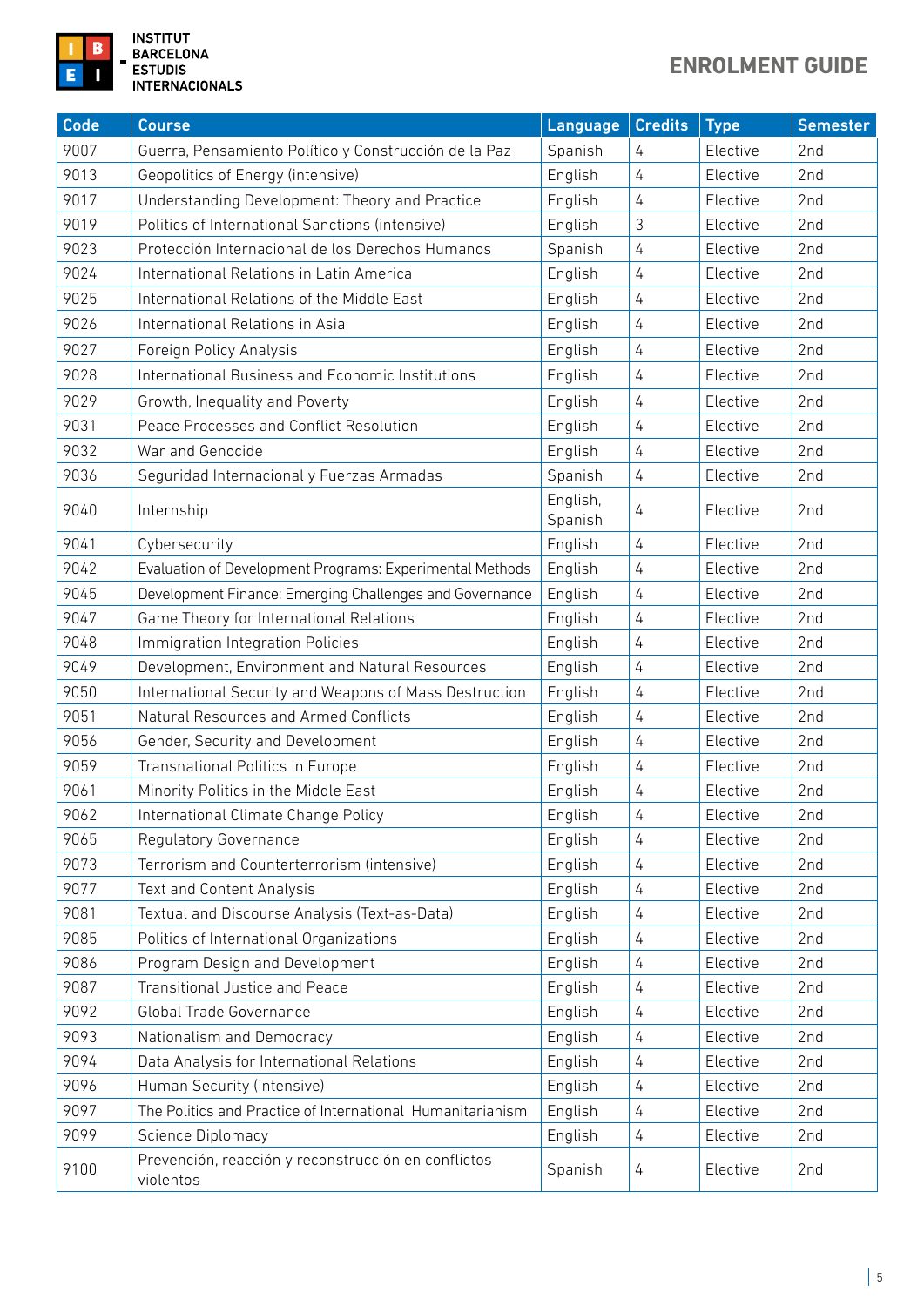| Code | Course | Language | Credits | Type | Semester |
|---|---|---|---|---|---|
| 9007 | Guerra, Pensamiento Político y Construcción de la Paz | Spanish | 4 | Elective | 2nd |
| 9013 | Geopolitics of Energy (intensive) | English | 4 | Elective | 2nd |
| 9017 | Understanding Development: Theory and Practice | English | 4 | Elective | 2nd |
| 9019 | Politics of International Sanctions (intensive) | English | 3 | Elective | 2nd |
| 9023 | Protección Internacional de los Derechos Humanos | Spanish | 4 | Elective | 2nd |
| 9024 | International Relations in Latin America | English | 4 | Elective | 2nd |
| 9025 | International Relations of the Middle East | English | 4 | Elective | 2nd |
| 9026 | International Relations in Asia | English | 4 | Elective | 2nd |
| 9027 | Foreign Policy Analysis | English | 4 | Elective | 2nd |
| 9028 | International Business and Economic Institutions | English | 4 | Elective | 2nd |
| 9029 | Growth, Inequality and Poverty | English | 4 | Elective | 2nd |
| 9031 | Peace Processes and Conflict Resolution | English | 4 | Elective | 2nd |
| 9032 | War and Genocide | English | 4 | Elective | 2nd |
| 9036 | Seguridad Internacional y Fuerzas Armadas | Spanish | 4 | Elective | 2nd |
| 9040 | Internship | English, Spanish | 4 | Elective | 2nd |
| 9041 | Cybersecurity | English | 4 | Elective | 2nd |
| 9042 | Evaluation of Development Programs: Experimental Methods | English | 4 | Elective | 2nd |
| 9045 | Development Finance: Emerging Challenges and Governance | English | 4 | Elective | 2nd |
| 9047 | Game Theory for International Relations | English | 4 | Elective | 2nd |
| 9048 | Immigration Integration Policies | English | 4 | Elective | 2nd |
| 9049 | Development, Environment and Natural Resources | English | 4 | Elective | 2nd |
| 9050 | International Security and Weapons of Mass Destruction | English | 4 | Elective | 2nd |
| 9051 | Natural Resources and Armed Conflicts | English | 4 | Elective | 2nd |
| 9056 | Gender, Security and Development | English | 4 | Elective | 2nd |
| 9059 | Transnational Politics in Europe | English | 4 | Elective | 2nd |
| 9061 | Minority Politics in the Middle East | English | 4 | Elective | 2nd |
| 9062 | International Climate Change Policy | English | 4 | Elective | 2nd |
| 9065 | Regulatory Governance | English | 4 | Elective | 2nd |
| 9073 | Terrorism and Counterterrorism (intensive) | English | 4 | Elective | 2nd |
| 9077 | Text and Content Analysis | English | 4 | Elective | 2nd |
| 9081 | Textual and Discourse Analysis (Text-as-Data) | English | 4 | Elective | 2nd |
| 9085 | Politics of International Organizations | English | 4 | Elective | 2nd |
| 9086 | Program Design and Development | English | 4 | Elective | 2nd |
| 9087 | Transitional Justice and Peace | English | 4 | Elective | 2nd |
| 9092 | Global Trade Governance | English | 4 | Elective | 2nd |
| 9093 | Nationalism and Democracy | English | 4 | Elective | 2nd |
| 9094 | Data Analysis for International Relations | English | 4 | Elective | 2nd |
| 9096 | Human Security (intensive) | English | 4 | Elective | 2nd |
| 9097 | The Politics and Practice of International Humanitarianism | English | 4 | Elective | 2nd |
| 9099 | Science Diplomacy | English | 4 | Elective | 2nd |
| 9100 | Prevención, reacción y reconstrucción en conflictos violentos | Spanish | 4 | Elective | 2nd |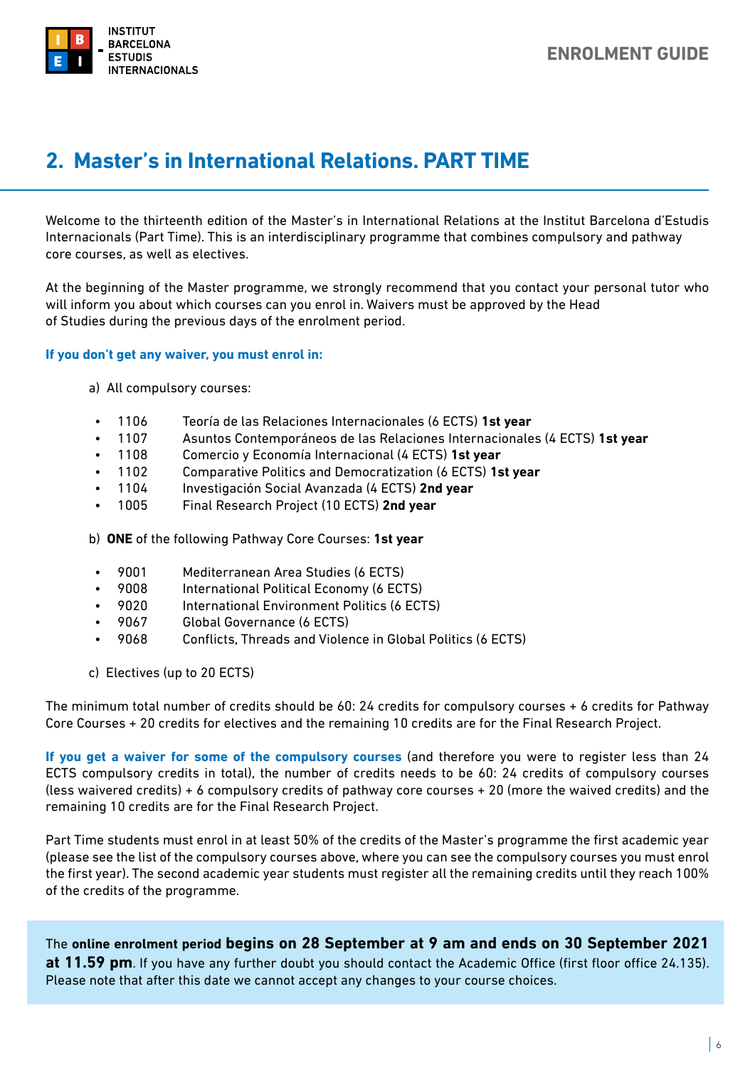## 2. Master's in International Relations. PART TIME

Welcome to the thirteenth edition of the Master's in International Relations at the Institut Barcelona d'Estudis Internacionals (Part Time). This is an interdisciplinary programme that combines compulsory and pathway core courses, as well as electives.

At the beginning of the Master programme, we strongly recommend that you contact your personal tutor who will inform you about which courses can you enrol in. Waivers must be approved by the Head of Studies during the previous days of the enrolment period.

**If you don't get any waiver, you must enrol in:**

a) All compulsory courses:

- 1106 Teoría de las Relaciones Internacionales (6 ECTS) **1st year**
- 1107 Asuntos Contemporáneos de las Relaciones Internacionales (4 ECTS) **1st year**
- 1108 Comercio y Economía Internacional (4 ECTS) **1st year**
- 1102 Comparative Politics and Democratization (6 ECTS) **1st year**
- 1104 Investigación Social Avanzada (4 ECTS) **2nd year**
- 1005 Final Research Project (10 ECTS) **2nd year**

b) **ONE** of the following Pathway Core Courses: **1st year**

- 9001 Mediterranean Area Studies (6 ECTS)
- 9008 International Political Economy (6 ECTS)
- 9020 International Environment Politics (6 ECTS)
- 9067 Global Governance (6 ECTS)
- 9068 Conflicts, Threads and Violence in Global Politics (6 ECTS)

c) Electives (up to 20 ECTS)

The minimum total number of credits should be 60: 24 credits for compulsory courses + 6 credits for Pathway Core Courses + 20 credits for electives and the remaining 10 credits are for the Final Research Project.

**If you get a waiver for some of the compulsory courses** (and therefore you were to register less than 24 ECTS compulsory credits in total), the number of credits needs to be 60: 24 credits of compulsory courses (less waivered credits) + 6 compulsory credits of pathway core courses + 20 (more the waived credits) and the remaining 10 credits are for the Final Research Project.

Part Time students must enrol in at least 50% of the credits of the Master's programme the first academic year (please see the list of the compulsory courses above, where you can see the compulsory courses you must enrol the first year). The second academic year students must register all the remaining credits until they reach 100% of the credits of the programme.

The **online enrolment period begins on 28 September at 9 am and ends on 30 September 2021 at 11.59 pm**. If you have any further doubt you should contact the Academic Office (first floor office 24.135). Please note that after this date we cannot accept any changes to your course choices.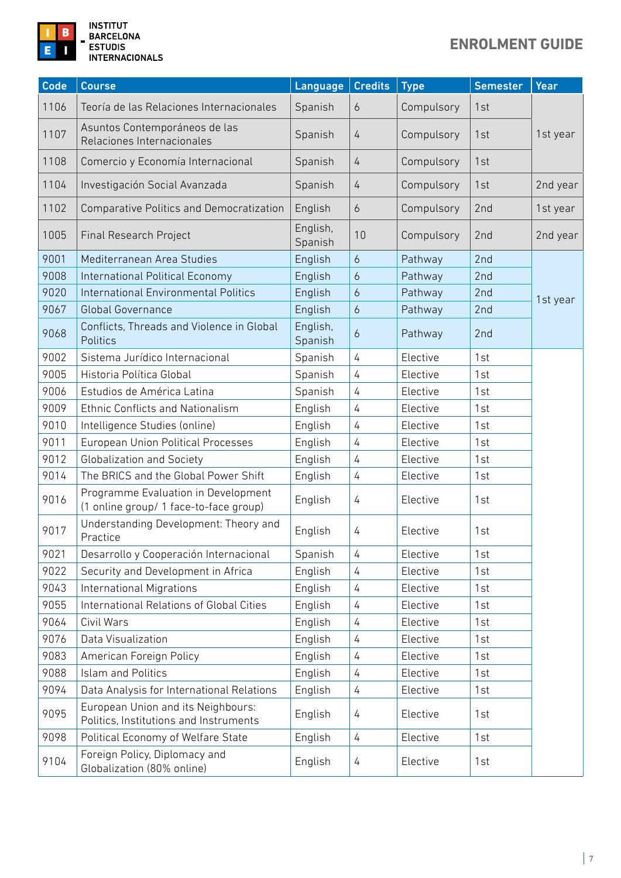| Code | Course | Language | Credits | Type | Semester | Year |
|---|---|---|---|---|---|---|
| 1106 | Teoría de las Relaciones Internacionales | Spanish | 6 | Compulsory | 1st | 1st year |
| 1107 | Asuntos Contemporáneos de las Relaciones Internacionales | Spanish | 4 | Compulsory | 1st | |
| 1108 | Comercio y Economía Internacional | Spanish | 4 | Compulsory | 1st | |
| 1104 | Investigación Social Avanzada | Spanish | 4 | Compulsory | 1st | 2nd year |
| 1102 | Comparative Politics and Democratization | English | 6 | Compulsory | 2nd | 1st year |
| 1005 | Final Research Project | English, Spanish | 10 | Compulsory | 2nd | 2nd year |
| 9001 | Mediterranean Area Studies | English | 6 | Pathway | 2nd | 1st year |
| 9008 | International Political Economy | English | 6 | Pathway | 2nd | |
| 9020 | International Environmental Politics | English | 6 | Pathway | 2nd | |
| 9067 | Global Governance | English | 6 | Pathway | 2nd | |
| 9068 | Conflicts, Threads and Violence in Global Politics | English, Spanish | 6 | Pathway | 2nd | |
| 9002 | Sistema Jurídico Internacional | Spanish | 4 | Elective | 1st | |
| 9005 | Historia Política Global | Spanish | 4 | Elective | 1st | |
| 9006 | Estudios de América Latina | Spanish | 4 | Elective | 1st | |
| 9009 | Ethnic Conflicts and Nationalism | English | 4 | Elective | 1st | |
| 9010 | Intelligence Studies (online) | English | 4 | Elective | 1st | |
| 9011 | European Union Political Processes | English | 4 | Elective | 1st | |
| 9012 | Globalization and Society | English | 4 | Elective | 1st | |
| 9014 | The BRICS and the Global Power Shift | English | 4 | Elective | 1st | |
| 9016 | Programme Evaluation in Development (1 online group/ 1 face-to-face group) | English | 4 | Elective | 1st | |
| 9017 | Understanding Development: Theory and Practice | English | 4 | Elective | 1st | |
| 9021 | Desarrollo y Cooperación Internacional | Spanish | 4 | Elective | 1st | |
| 9022 | Security and Development in Africa | English | 4 | Elective | 1st | |
| 9043 | International Migrations | English | 4 | Elective | 1st | |
| 9055 | International Relations of Global Cities | English | 4 | Elective | 1st | |
| 9064 | Civil Wars | English | 4 | Elective | 1st | |
| 9076 | Data Visualization | English | 4 | Elective | 1st | |
| 9083 | American Foreign Policy | English | 4 | Elective | 1st | |
| 9088 | Islam and Politics | English | 4 | Elective | 1st | |
| 9094 | Data Analysis for International Relations | English | 4 | Elective | 1st | |
| 9095 | European Union and its Neighbours: Politics, Institutions and Instruments | English | 4 | Elective | 1st | |
| 9098 | Political Economy of Welfare State | English | 4 | Elective | 1st | |
| 9104 | Foreign Policy, Diplomacy and Globalization (80% online) | English | 4 | Elective | 1st | |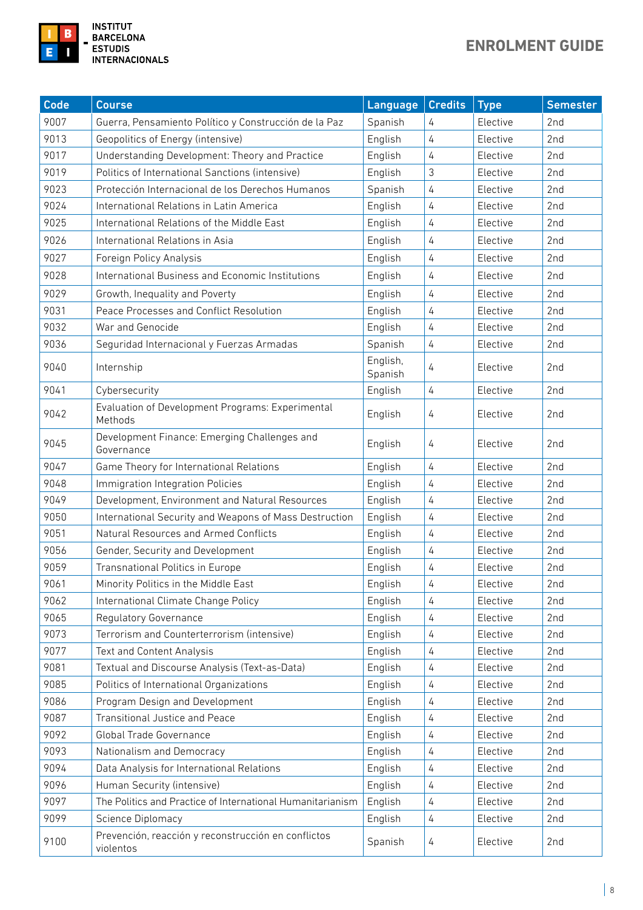| Code | Course | Language | Credits | Type | Semester |
|---|---|---|---|---|---|
| 9007 | Guerra, Pensamiento Político y Construcción de la Paz | Spanish | 4 | Elective | 2nd |
| 9013 | Geopolitics of Energy (intensive) | English | 4 | Elective | 2nd |
| 9017 | Understanding Development: Theory and Practice | English | 4 | Elective | 2nd |
| 9019 | Politics of International Sanctions (intensive) | English | 3 | Elective | 2nd |
| 9023 | Protección Internacional de los Derechos Humanos | Spanish | 4 | Elective | 2nd |
| 9024 | International Relations in Latin America | English | 4 | Elective | 2nd |
| 9025 | International Relations of the Middle East | English | 4 | Elective | 2nd |
| 9026 | International Relations in Asia | English | 4 | Elective | 2nd |
| 9027 | Foreign Policy Analysis | English | 4 | Elective | 2nd |
| 9028 | International Business and Economic Institutions | English | 4 | Elective | 2nd |
| 9029 | Growth, Inequality and Poverty | English | 4 | Elective | 2nd |
| 9031 | Peace Processes and Conflict Resolution | English | 4 | Elective | 2nd |
| 9032 | War and Genocide | English | 4 | Elective | 2nd |
| 9036 | Seguridad Internacional y Fuerzas Armadas | Spanish | 4 | Elective | 2nd |
| 9040 | Internship | English, Spanish | 4 | Elective | 2nd |
| 9041 | Cybersecurity | English | 4 | Elective | 2nd |
| 9042 | Evaluation of Development Programs: Experimental Methods | English | 4 | Elective | 2nd |
| 9045 | Development Finance: Emerging Challenges and Governance | English | 4 | Elective | 2nd |
| 9047 | Game Theory for International Relations | English | 4 | Elective | 2nd |
| 9048 | Immigration Integration Policies | English | 4 | Elective | 2nd |
| 9049 | Development, Environment and Natural Resources | English | 4 | Elective | 2nd |
| 9050 | International Security and Weapons of Mass Destruction | English | 4 | Elective | 2nd |
| 9051 | Natural Resources and Armed Conflicts | English | 4 | Elective | 2nd |
| 9056 | Gender, Security and Development | English | 4 | Elective | 2nd |
| 9059 | Transnational Politics in Europe | English | 4 | Elective | 2nd |
| 9061 | Minority Politics in the Middle East | English | 4 | Elective | 2nd |
| 9062 | International Climate Change Policy | English | 4 | Elective | 2nd |
| 9065 | Regulatory Governance | English | 4 | Elective | 2nd |
| 9073 | Terrorism and Counterterrorism (intensive) | English | 4 | Elective | 2nd |
| 9077 | Text and Content Analysis | English | 4 | Elective | 2nd |
| 9081 | Textual and Discourse Analysis (Text-as-Data) | English | 4 | Elective | 2nd |
| 9085 | Politics of International Organizations | English | 4 | Elective | 2nd |
| 9086 | Program Design and Development | English | 4 | Elective | 2nd |
| 9087 | Transitional Justice and Peace | English | 4 | Elective | 2nd |
| 9092 | Global Trade Governance | English | 4 | Elective | 2nd |
| 9093 | Nationalism and Democracy | English | 4 | Elective | 2nd |
| 9094 | Data Analysis for International Relations | English | 4 | Elective | 2nd |
| 9096 | Human Security (intensive) | English | 4 | Elective | 2nd |
| 9097 | The Politics and Practice of International Humanitarianism | English | 4 | Elective | 2nd |
| 9099 | Science Diplomacy | English | 4 | Elective | 2nd |
| 9100 | Prevención, reacción y reconstrucción en conflictos violentos | Spanish | 4 | Elective | 2nd |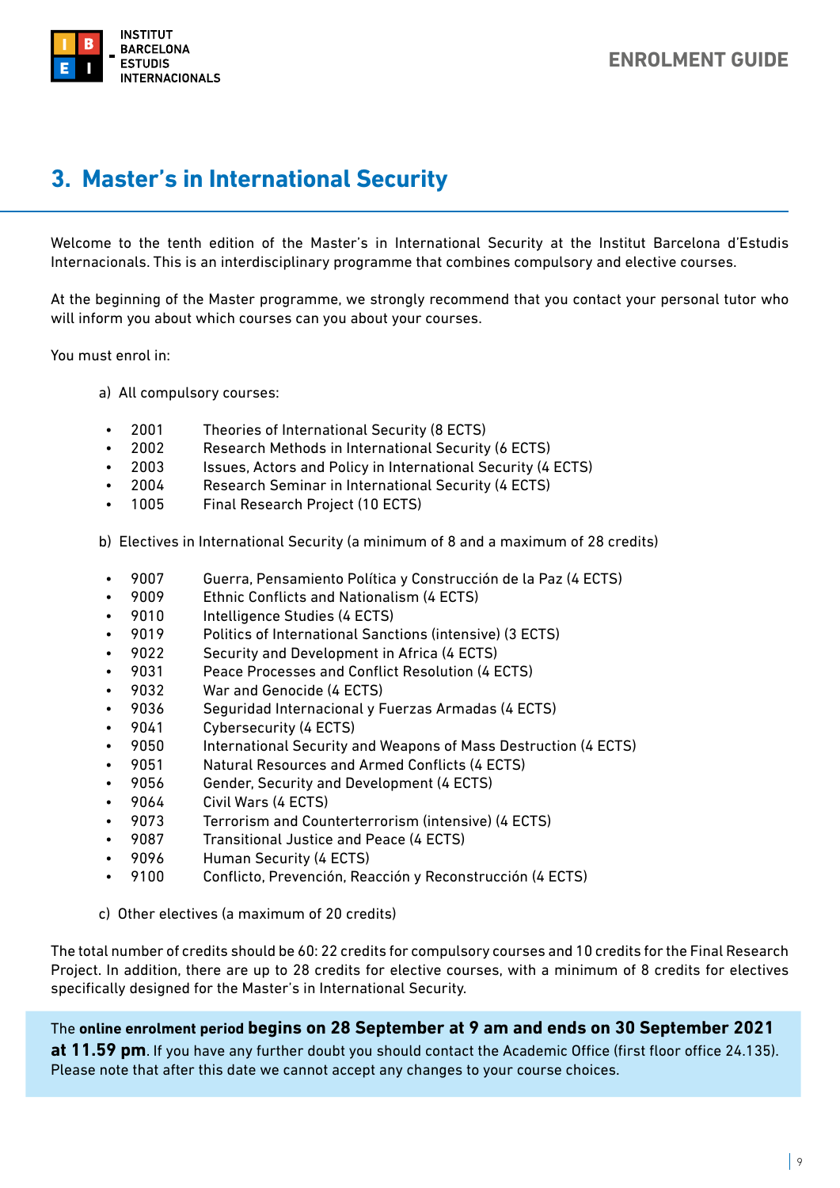# 3. Master's in International Security

Welcome to the tenth edition of the Master's in International Security at the Institut Barcelona d'Estudis Internacionals. This is an interdisciplinary programme that combines compulsory and elective courses.

At the beginning of the Master programme, we strongly recommend that you contact your personal tutor who will inform you about which courses can you about your courses.

You must enrol in:

a) All compulsory courses:

- 2001 Theories of International Security (8 ECTS)
- 2002 Research Methods in International Security (6 ECTS)
- 2003 Issues, Actors and Policy in International Security (4 ECTS)
- 2004 Research Seminar in International Security (4 ECTS)
- 1005 Final Research Project (10 ECTS)

b) Electives in International Security (a minimum of 8 and a maximum of 28 credits)

- 9007 Guerra, Pensamiento Política y Construcción de la Paz (4 ECTS)
- 9009 Ethnic Conflicts and Nationalism (4 ECTS)
- 9010 Intelligence Studies (4 ECTS)
- 9019 Politics of International Sanctions (intensive) (3 ECTS)
- 9022 Security and Development in Africa (4 ECTS)
- 9031 Peace Processes and Conflict Resolution (4 ECTS)
- 9032 War and Genocide (4 ECTS)
- 9036 Seguridad Internacional y Fuerzas Armadas (4 ECTS)
- 9041 Cybersecurity (4 ECTS)
- 9050 International Security and Weapons of Mass Destruction (4 ECTS)
- 9051 Natural Resources and Armed Conflicts (4 ECTS)
- 9056 Gender, Security and Development (4 ECTS)
- 9064 Civil Wars (4 ECTS)
- 9073 Terrorism and Counterterrorism (intensive) (4 ECTS)
- 9087 Transitional Justice and Peace (4 ECTS)
- 9096 Human Security (4 ECTS)
- 9100 Conflicto, Prevención, Reacción y Reconstrucción (4 ECTS)

c) Other electives (a maximum of 20 credits)

The total number of credits should be 60: 22 credits for compulsory courses and 10 credits for the Final Research Project. In addition, there are up to 28 credits for elective courses, with a minimum of 8 credits for electives specifically designed for the Master's in International Security.

The **online enrolment period begins on 28 September at 9 am and ends on 30 September 2021 at 11.59 pm**. If you have any further doubt you should contact the Academic Office (first floor office 24.135). Please note that after this date we cannot accept any changes to your course choices.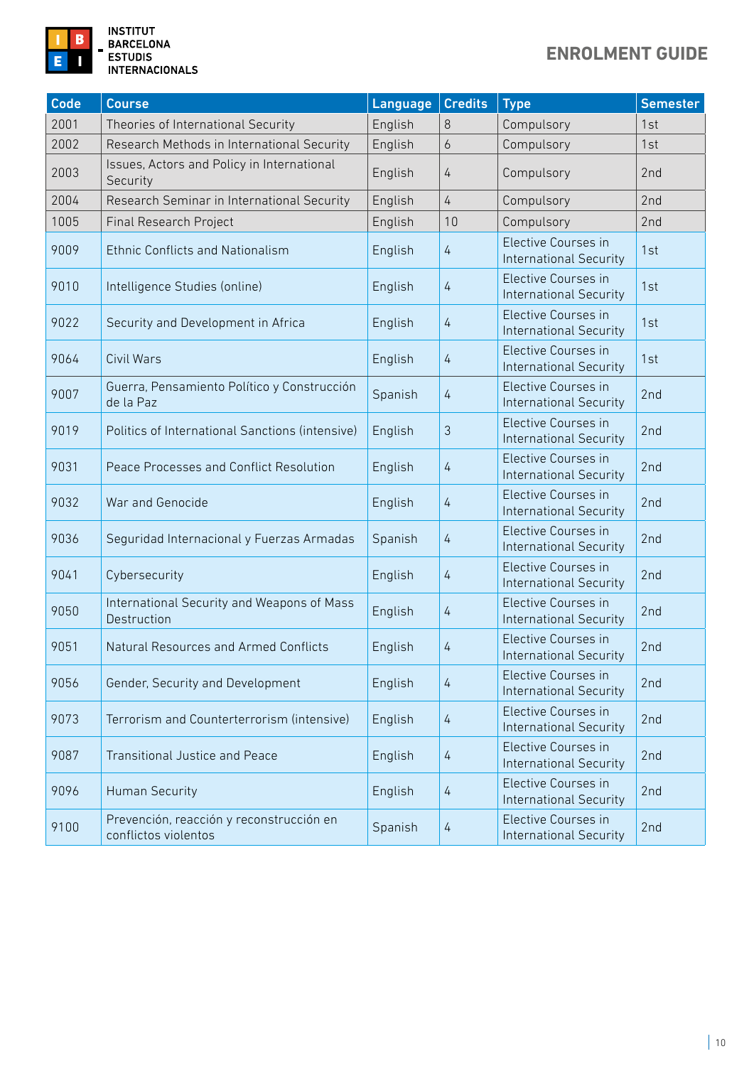| Code | Course | Language | Credits | Type | Semester |
|---|---|---|---|---|---|
| 2001 | Theories of International Security | English | 8 | Compulsory | 1st |
| 2002 | Research Methods in International Security | English | 6 | Compulsory | 1st |
| 2003 | Issues, Actors and Policy in International Security | English | 4 | Compulsory | 2nd |
| 2004 | Research Seminar in International Security | English | 4 | Compulsory | 2nd |
| 1005 | Final Research Project | English | 10 | Compulsory | 2nd |
| 9009 | Ethnic Conflicts and Nationalism | English | 4 | Elective Courses in International Security | 1st |
| 9010 | Intelligence Studies (online) | English | 4 | Elective Courses in International Security | 1st |
| 9022 | Security and Development in Africa | English | 4 | Elective Courses in International Security | 1st |
| 9064 | Civil Wars | English | 4 | Elective Courses in International Security | 1st |
| 9007 | Guerra, Pensamiento Político y Construcción de la Paz | Spanish | 4 | Elective Courses in International Security | 2nd |
| 9019 | Politics of International Sanctions (intensive) | English | 3 | Elective Courses in International Security | 2nd |
| 9031 | Peace Processes and Conflict Resolution | English | 4 | Elective Courses in International Security | 2nd |
| 9032 | War and Genocide | English | 4 | Elective Courses in International Security | 2nd |
| 9036 | Seguridad Internacional y Fuerzas Armadas | Spanish | 4 | Elective Courses in International Security | 2nd |
| 9041 | Cybersecurity | English | 4 | Elective Courses in International Security | 2nd |
| 9050 | International Security and Weapons of Mass Destruction | English | 4 | Elective Courses in International Security | 2nd |
| 9051 | Natural Resources and Armed Conflicts | English | 4 | Elective Courses in International Security | 2nd |
| 9056 | Gender, Security and Development | English | 4 | Elective Courses in International Security | 2nd |
| 9073 | Terrorism and Counterterrorism (intensive) | English | 4 | Elective Courses in International Security | 2nd |
| 9087 | Transitional Justice and Peace | English | 4 | Elective Courses in International Security | 2nd |
| 9096 | Human Security | English | 4 | Elective Courses in International Security | 2nd |
| 9100 | Prevención, reacción y reconstrucción en conflictos violentos | Spanish | 4 | Elective Courses in International Security | 2nd |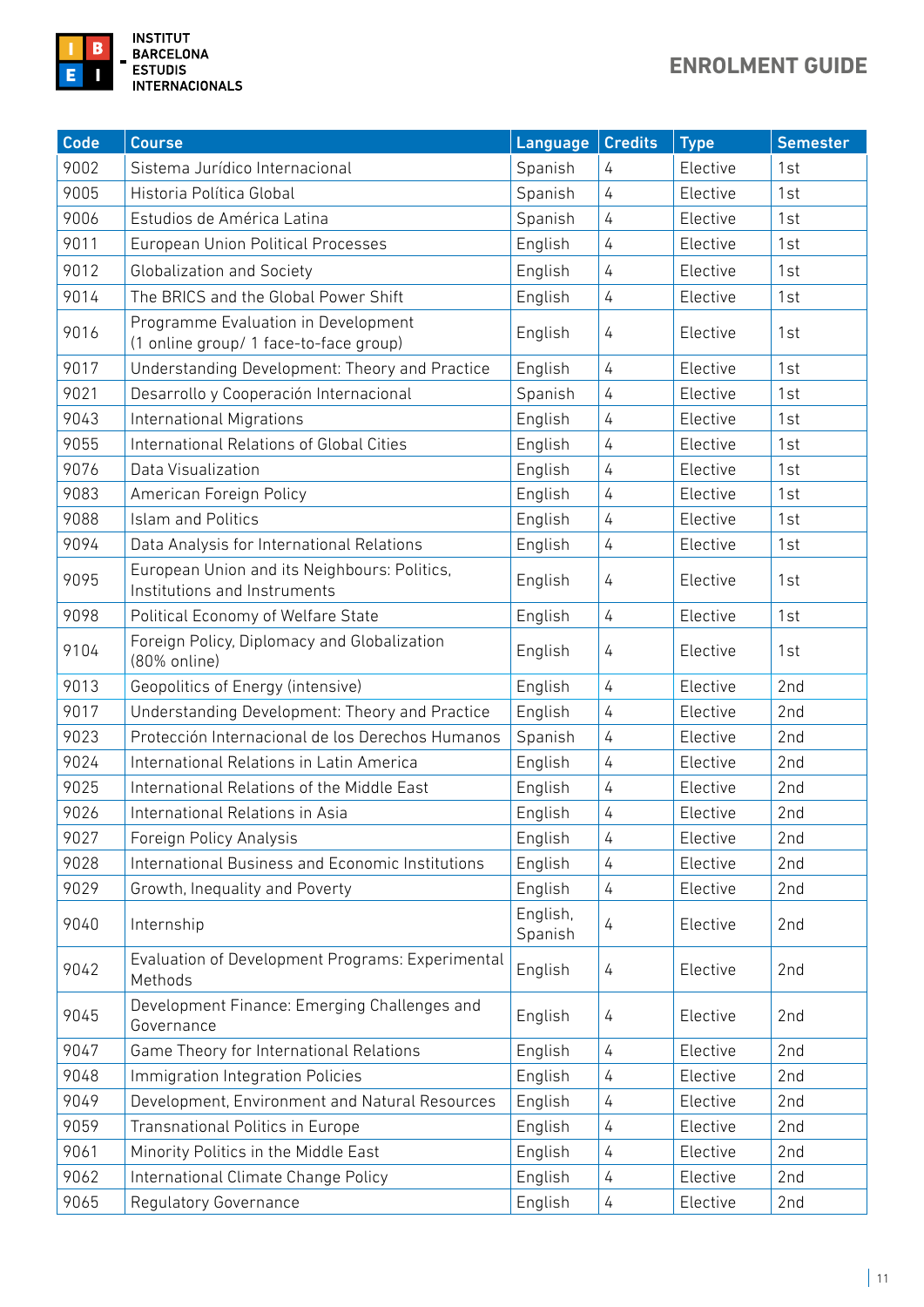| Code | Course | Language | Credits | Type | Semester |
|---|---|---|---|---|---|
| 9002 | Sistema Jurídico Internacional | Spanish | 4 | Elective | 1st |
| 9005 | Historia Política Global | Spanish | 4 | Elective | 1st |
| 9006 | Estudios de América Latina | Spanish | 4 | Elective | 1st |
| 9011 | European Union Political Processes | English | 4 | Elective | 1st |
| 9012 | Globalization and Society | English | 4 | Elective | 1st |
| 9014 | The BRICS and the Global Power Shift | English | 4 | Elective | 1st |
| 9016 | Programme Evaluation in Development (1 online group/ 1 face-to-face group) | English | 4 | Elective | 1st |
| 9017 | Understanding Development: Theory and Practice | English | 4 | Elective | 1st |
| 9021 | Desarrollo y Cooperación Internacional | Spanish | 4 | Elective | 1st |
| 9043 | International Migrations | English | 4 | Elective | 1st |
| 9055 | International Relations of Global Cities | English | 4 | Elective | 1st |
| 9076 | Data Visualization | English | 4 | Elective | 1st |
| 9083 | American Foreign Policy | English | 4 | Elective | 1st |
| 9088 | Islam and Politics | English | 4 | Elective | 1st |
| 9094 | Data Analysis for International Relations | English | 4 | Elective | 1st |
| 9095 | European Union and its Neighbours: Politics, Institutions and Instruments | English | 4 | Elective | 1st |
| 9098 | Political Economy of Welfare State | English | 4 | Elective | 1st |
| 9104 | Foreign Policy, Diplomacy and Globalization (80% online) | English | 4 | Elective | 1st |
| 9013 | Geopolitics of Energy (intensive) | English | 4 | Elective | 2nd |
| 9017 | Understanding Development: Theory and Practice | English | 4 | Elective | 2nd |
| 9023 | Protección Internacional de los Derechos Humanos | Spanish | 4 | Elective | 2nd |
| 9024 | International Relations in Latin America | English | 4 | Elective | 2nd |
| 9025 | International Relations of the Middle East | English | 4 | Elective | 2nd |
| 9026 | International Relations in Asia | English | 4 | Elective | 2nd |
| 9027 | Foreign Policy Analysis | English | 4 | Elective | 2nd |
| 9028 | International Business and Economic Institutions | English | 4 | Elective | 2nd |
| 9029 | Growth, Inequality and Poverty | English | 4 | Elective | 2nd |
| 9040 | Internship | English, Spanish | 4 | Elective | 2nd |
| 9042 | Evaluation of Development Programs: Experimental Methods | English | 4 | Elective | 2nd |
| 9045 | Development Finance: Emerging Challenges and Governance | English | 4 | Elective | 2nd |
| 9047 | Game Theory for International Relations | English | 4 | Elective | 2nd |
| 9048 | Immigration Integration Policies | English | 4 | Elective | 2nd |
| 9049 | Development, Environment and Natural Resources | English | 4 | Elective | 2nd |
| 9059 | Transnational Politics in Europe | English | 4 | Elective | 2nd |
| 9061 | Minority Politics in the Middle East | English | 4 | Elective | 2nd |
| 9062 | International Climate Change Policy | English | 4 | Elective | 2nd |
| 9065 | Regulatory Governance | English | 4 | Elective | 2nd |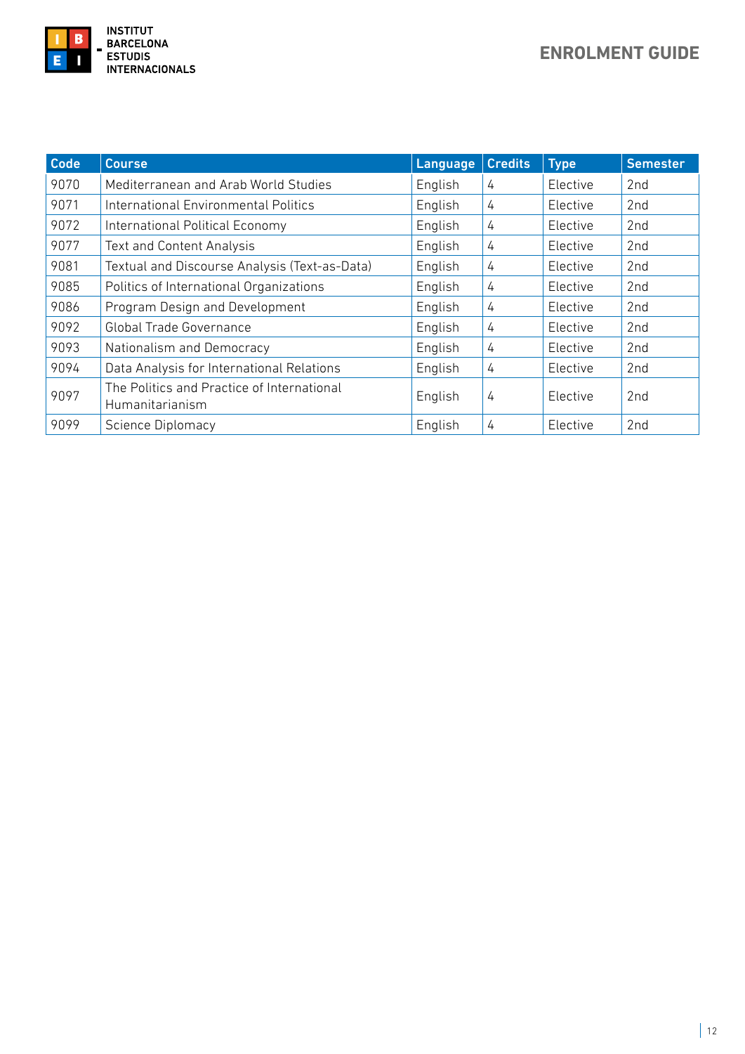| Code | Course | Language | Credits | Type | Semester |
|---|---|---|---|---|---|
| 9070 | Mediterranean and Arab World Studies | English | 4 | Elective | 2nd |
| 9071 | International Environmental Politics | English | 4 | Elective | 2nd |
| 9072 | International Political Economy | English | 4 | Elective | 2nd |
| 9077 | Text and Content Analysis | English | 4 | Elective | 2nd |
| 9081 | Textual and Discourse Analysis (Text-as-Data) | English | 4 | Elective | 2nd |
| 9085 | Politics of International Organizations | English | 4 | Elective | 2nd |
| 9086 | Program Design and Development | English | 4 | Elective | 2nd |
| 9092 | Global Trade Governance | English | 4 | Elective | 2nd |
| 9093 | Nationalism and Democracy | English | 4 | Elective | 2nd |
| 9094 | Data Analysis for International Relations | English | 4 | Elective | 2nd |
| 9097 | The Politics and Practice of International Humanitarianism | English | 4 | Elective | 2nd |
| 9099 | Science Diplomacy | English | 4 | Elective | 2nd |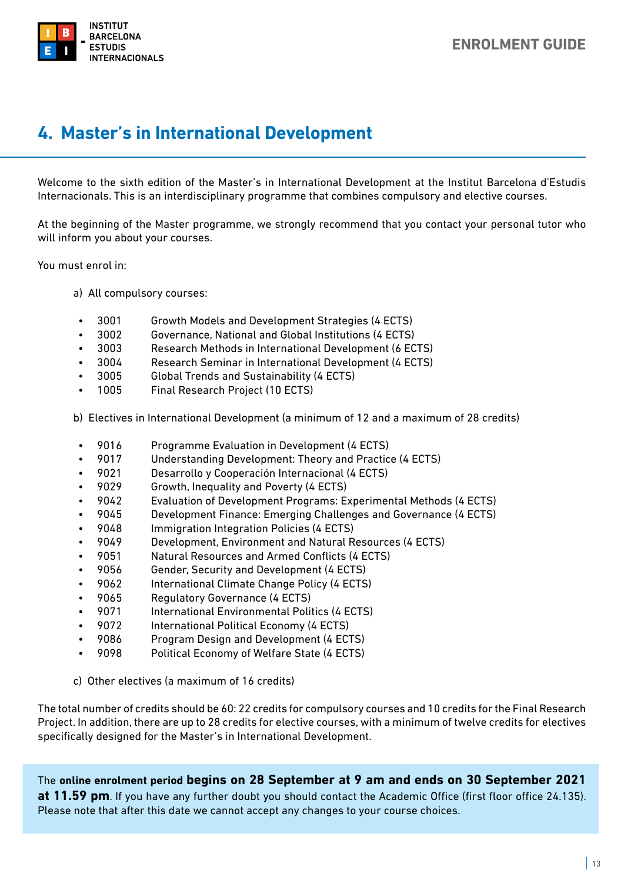# 4. Master's in International Development

Welcome to the sixth edition of the Master's in International Development at the Institut Barcelona d'Estudis Internacionals. This is an interdisciplinary programme that combines compulsory and elective courses.

At the beginning of the Master programme, we strongly recommend that you contact your personal tutor who will inform you about your courses.

You must enrol in:

a) All compulsory courses:

- 3001 Growth Models and Development Strategies (4 ECTS)
- 3002 Governance, National and Global Institutions (4 ECTS)
- 3003 Research Methods in International Development (6 ECTS)
- 3004 Research Seminar in International Development (4 ECTS)
- 3005 Global Trends and Sustainability (4 ECTS)
- 1005 Final Research Project (10 ECTS)

b) Electives in International Development (a minimum of 12 and a maximum of 28 credits)

- 9016 Programme Evaluation in Development (4 ECTS)
- 9017 Understanding Development: Theory and Practice (4 ECTS)
- 9021 Desarrollo y Cooperación Internacional (4 ECTS)
- 9029 Growth, Inequality and Poverty (4 ECTS)
- 9042 Evaluation of Development Programs: Experimental Methods (4 ECTS)
- 9045 Development Finance: Emerging Challenges and Governance (4 ECTS)
- 9048 Immigration Integration Policies (4 ECTS)
- 9049 Development, Environment and Natural Resources (4 ECTS)
- 9051 Natural Resources and Armed Conflicts (4 ECTS)
- 9056 Gender, Security and Development (4 ECTS)
- 9062 International Climate Change Policy (4 ECTS)
- 9065 Regulatory Governance (4 ECTS)
- 9071 International Environmental Politics (4 ECTS)
- 9072 International Political Economy (4 ECTS)
- 9086 Program Design and Development (4 ECTS)
- 9098 Political Economy of Welfare State (4 ECTS)

c) Other electives (a maximum of 16 credits)

The total number of credits should be 60: 22 credits for compulsory courses and 10 credits for the Final Research Project. In addition, there are up to 28 credits for elective courses, with a minimum of twelve credits for electives specifically designed for the Master's in International Development.

The **online enrolment period begins on 28 September at 9 am and ends on 30 September 2021 at 11.59 pm**. If you have any further doubt you should contact the Academic Office (first floor office 24.135). Please note that after this date we cannot accept any changes to your course choices.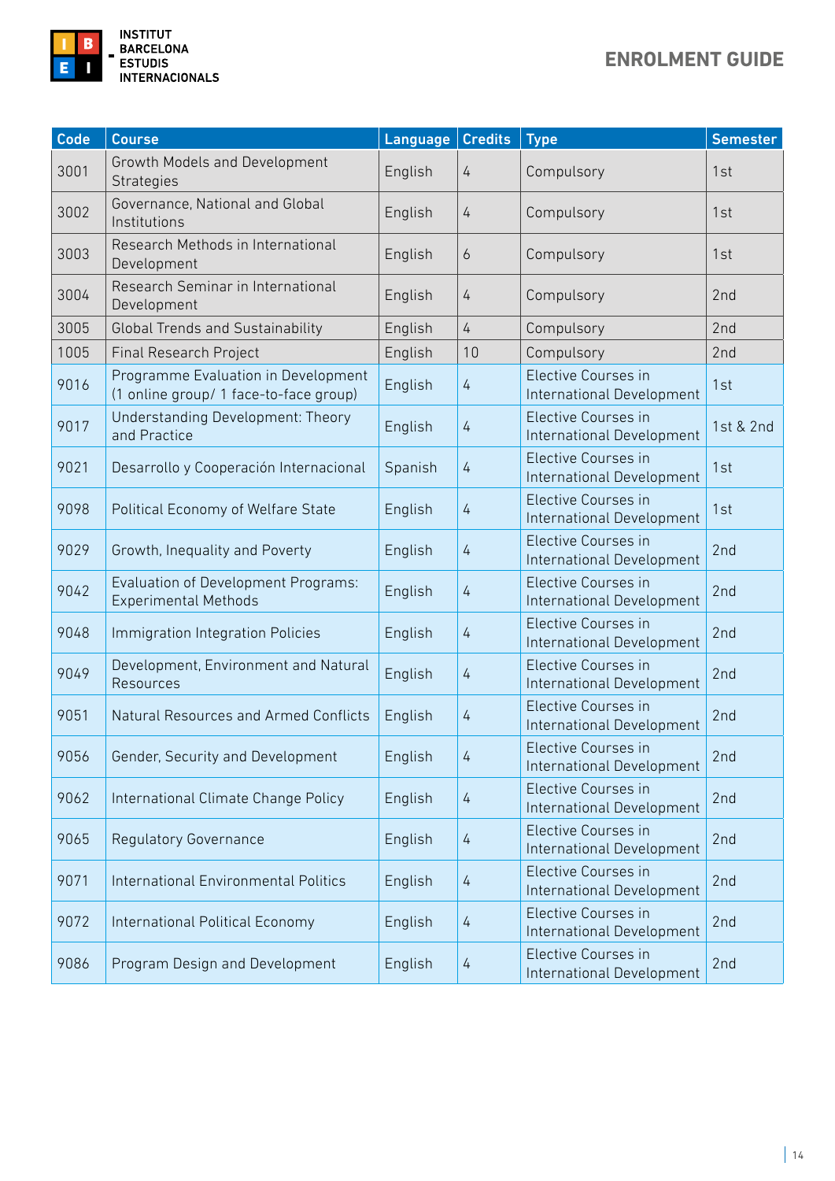| Code | Course | Language | Credits | Type | Semester |
|---|---|---|---|---|---|
| 3001 | Growth Models and Development Strategies | English | 4 | Compulsory | 1st |
| 3002 | Governance, National and Global Institutions | English | 4 | Compulsory | 1st |
| 3003 | Research Methods in International Development | English | 6 | Compulsory | 1st |
| 3004 | Research Seminar in International Development | English | 4 | Compulsory | 2nd |
| 3005 | Global Trends and Sustainability | English | 4 | Compulsory | 2nd |
| 1005 | Final Research Project | English | 10 | Compulsory | 2nd |
| 9016 | Programme Evaluation in Development (1 online group/ 1 face-to-face group) | English | 4 | Elective Courses in International Development | 1st |
| 9017 | Understanding Development: Theory and Practice | English | 4 | Elective Courses in International Development | 1st & 2nd |
| 9021 | Desarrollo y Cooperación Internacional | Spanish | 4 | Elective Courses in International Development | 1st |
| 9098 | Political Economy of Welfare State | English | 4 | Elective Courses in International Development | 1st |
| 9029 | Growth, Inequality and Poverty | English | 4 | Elective Courses in International Development | 2nd |
| 9042 | Evaluation of Development Programs: Experimental Methods | English | 4 | Elective Courses in International Development | 2nd |
| 9048 | Immigration Integration Policies | English | 4 | Elective Courses in International Development | 2nd |
| 9049 | Development, Environment and Natural Resources | English | 4 | Elective Courses in International Development | 2nd |
| 9051 | Natural Resources and Armed Conflicts | English | 4 | Elective Courses in International Development | 2nd |
| 9056 | Gender, Security and Development | English | 4 | Elective Courses in International Development | 2nd |
| 9062 | International Climate Change Policy | English | 4 | Elective Courses in International Development | 2nd |
| 9065 | Regulatory Governance | English | 4 | Elective Courses in International Development | 2nd |
| 9071 | International Environmental Politics | English | 4 | Elective Courses in International Development | 2nd |
| 9072 | International Political Economy | English | 4 | Elective Courses in International Development | 2nd |
| 9086 | Program Design and Development | English | 4 | Elective Courses in International Development | 2nd |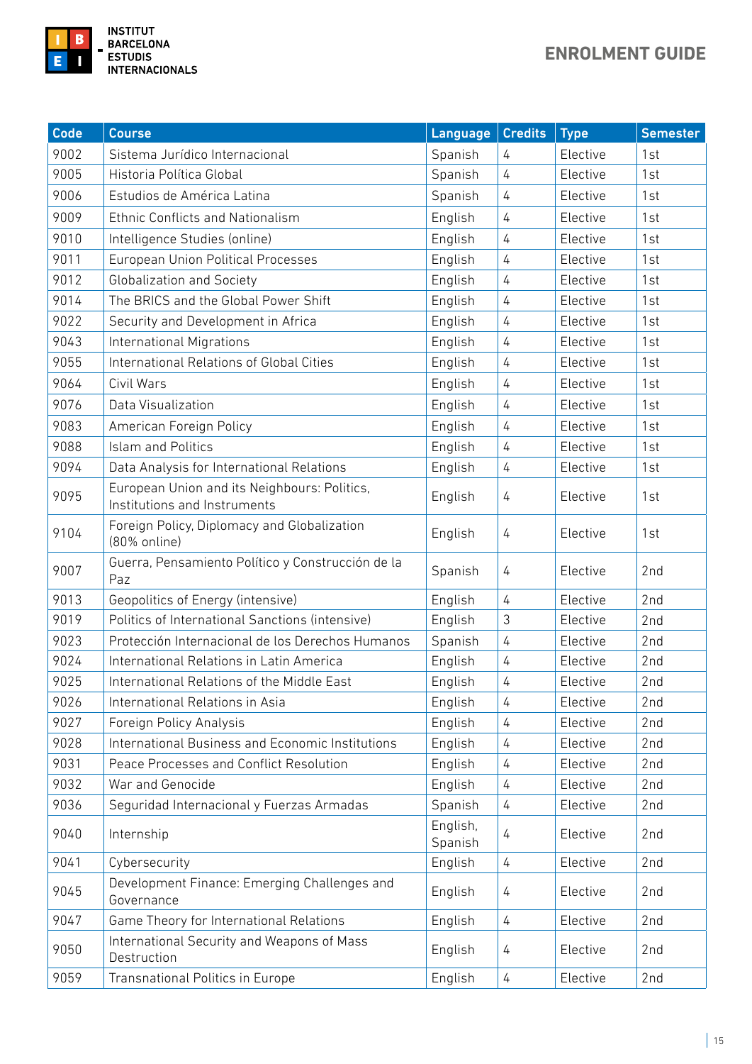| Code | Course | Language | Credits | Type | Semester |
|---|---|---|---|---|---|
| 9002 | Sistema Jurídico Internacional | Spanish | 4 | Elective | 1st |
| 9005 | Historia Política Global | Spanish | 4 | Elective | 1st |
| 9006 | Estudios de América Latina | Spanish | 4 | Elective | 1st |
| 9009 | Ethnic Conflicts and Nationalism | English | 4 | Elective | 1st |
| 9010 | Intelligence Studies (online) | English | 4 | Elective | 1st |
| 9011 | European Union Political Processes | English | 4 | Elective | 1st |
| 9012 | Globalization and Society | English | 4 | Elective | 1st |
| 9014 | The BRICS and the Global Power Shift | English | 4 | Elective | 1st |
| 9022 | Security and Development in Africa | English | 4 | Elective | 1st |
| 9043 | International Migrations | English | 4 | Elective | 1st |
| 9055 | International Relations of Global Cities | English | 4 | Elective | 1st |
| 9064 | Civil Wars | English | 4 | Elective | 1st |
| 9076 | Data Visualization | English | 4 | Elective | 1st |
| 9083 | American Foreign Policy | English | 4 | Elective | 1st |
| 9088 | Islam and Politics | English | 4 | Elective | 1st |
| 9094 | Data Analysis for International Relations | English | 4 | Elective | 1st |
| 9095 | European Union and its Neighbours: Politics, Institutions and Instruments | English | 4 | Elective | 1st |
| 9104 | Foreign Policy, Diplomacy and Globalization (80% online) | English | 4 | Elective | 1st |
| 9007 | Guerra, Pensamiento Político y Construcción de la Paz | Spanish | 4 | Elective | 2nd |
| 9013 | Geopolitics of Energy (intensive) | English | 4 | Elective | 2nd |
| 9019 | Politics of International Sanctions (intensive) | English | 3 | Elective | 2nd |
| 9023 | Protección Internacional de los Derechos Humanos | Spanish | 4 | Elective | 2nd |
| 9024 | International Relations in Latin America | English | 4 | Elective | 2nd |
| 9025 | International Relations of the Middle East | English | 4 | Elective | 2nd |
| 9026 | International Relations in Asia | English | 4 | Elective | 2nd |
| 9027 | Foreign Policy Analysis | English | 4 | Elective | 2nd |
| 9028 | International Business and Economic Institutions | English | 4 | Elective | 2nd |
| 9031 | Peace Processes and Conflict Resolution | English | 4 | Elective | 2nd |
| 9032 | War and Genocide | English | 4 | Elective | 2nd |
| 9036 | Seguridad Internacional y Fuerzas Armadas | Spanish | 4 | Elective | 2nd |
| 9040 | Internship | English, Spanish | 4 | Elective | 2nd |
| 9041 | Cybersecurity | English | 4 | Elective | 2nd |
| 9045 | Development Finance: Emerging Challenges and Governance | English | 4 | Elective | 2nd |
| 9047 | Game Theory for International Relations | English | 4 | Elective | 2nd |
| 9050 | International Security and Weapons of Mass Destruction | English | 4 | Elective | 2nd |
| 9059 | Transnational Politics in Europe | English | 4 | Elective | 2nd |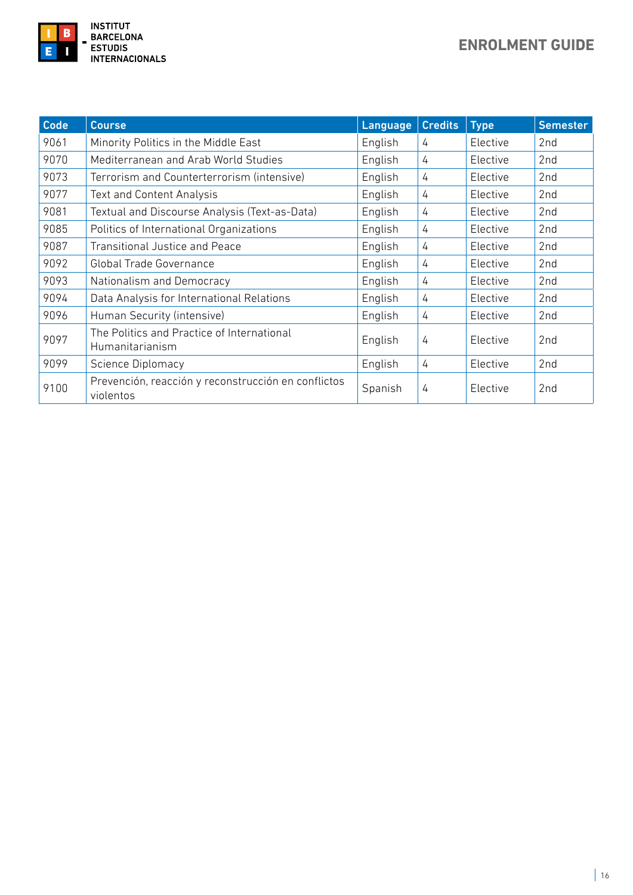| Code | Course | Language | Credits | Type | Semester |
|---|---|---|---|---|---|
| 9061 | Minority Politics in the Middle East | English | 4 | Elective | 2nd |
| 9070 | Mediterranean and Arab World Studies | English | 4 | Elective | 2nd |
| 9073 | Terrorism and Counterterrorism (intensive) | English | 4 | Elective | 2nd |
| 9077 | Text and Content Analysis | English | 4 | Elective | 2nd |
| 9081 | Textual and Discourse Analysis (Text-as-Data) | English | 4 | Elective | 2nd |
| 9085 | Politics of International Organizations | English | 4 | Elective | 2nd |
| 9087 | Transitional Justice and Peace | English | 4 | Elective | 2nd |
| 9092 | Global Trade Governance | English | 4 | Elective | 2nd |
| 9093 | Nationalism and Democracy | English | 4 | Elective | 2nd |
| 9094 | Data Analysis for International Relations | English | 4 | Elective | 2nd |
| 9096 | Human Security (intensive) | English | 4 | Elective | 2nd |
| 9097 | The Politics and Practice of International Humanitarianism | English | 4 | Elective | 2nd |
| 9099 | Science Diplomacy | English | 4 | Elective | 2nd |
| 9100 | Prevención, reacción y reconstrucción en conflictos violentos | Spanish | 4 | Elective | 2nd |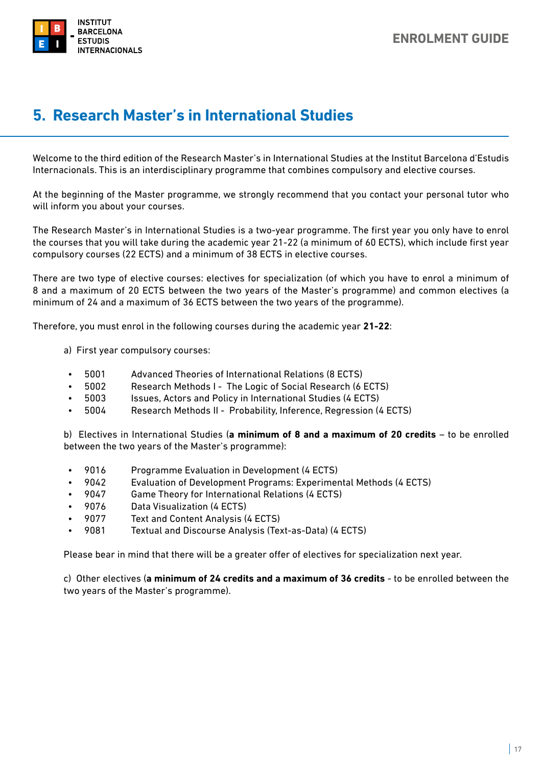## 5. Research Master's in International Studies

Welcome to the third edition of the Research Master's in International Studies at the Institut Barcelona d'Estudis Internacionals. This is an interdisciplinary programme that combines compulsory and elective courses.

At the beginning of the Master programme, we strongly recommend that you contact your personal tutor who will inform you about your courses.

The Research Master's in International Studies is a two-year programme. The first year you only have to enrol the courses that you will take during the academic year 21-22 (a minimum of 60 ECTS), which include first year compulsory courses (22 ECTS) and a minimum of 38 ECTS in elective courses.

There are two type of elective courses: electives for specialization (of which you have to enrol a minimum of 8 and a maximum of 20 ECTS between the two years of the Master's programme) and common electives (a minimum of 24 and a maximum of 36 ECTS between the two years of the programme).

Therefore, you must enrol in the following courses during the academic year **21-22**:

a) First year compulsory courses:

- 5001 Advanced Theories of International Relations (8 ECTS)
- 5002 Research Methods I - The Logic of Social Research (6 ECTS)
- 5003 Issues, Actors and Policy in International Studies (4 ECTS)
- 5004 Research Methods II - Probability, Inference, Regression (4 ECTS)

b) Electives in International Studies (**a minimum of 8 and a maximum of 20 credits** – to be enrolled between the two years of the Master's programme):

- 9016 Programme Evaluation in Development (4 ECTS)
- 9042 Evaluation of Development Programs: Experimental Methods (4 ECTS)
- 9047 Game Theory for International Relations (4 ECTS)
- 9076 Data Visualization (4 ECTS)
- 9077 Text and Content Analysis (4 ECTS)
- 9081 Textual and Discourse Analysis (Text-as-Data) (4 ECTS)

Please bear in mind that there will be a greater offer of electives for specialization next year.

c) Other electives (**a minimum of 24 credits and a maximum of 36 credits** - to be enrolled between the two years of the Master's programme).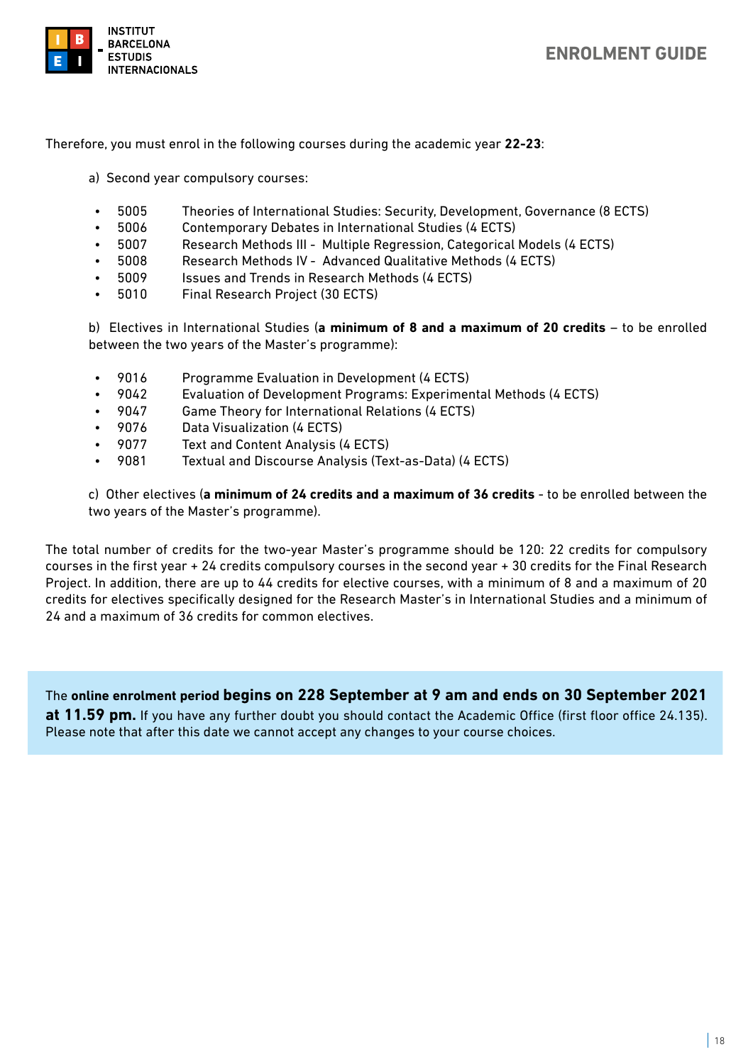Therefore, you must enrol in the following courses during the academic year **22-23**:

a) Second year compulsory courses:

- 5005 Theories of International Studies: Security, Development, Governance (8 ECTS)
- 5006 Contemporary Debates in International Studies (4 ECTS)
- 5007 Research Methods III - Multiple Regression, Categorical Models (4 ECTS)
- 5008 Research Methods IV - Advanced Qualitative Methods (4 ECTS)
- 5009 Issues and Trends in Research Methods (4 ECTS)
- 5010 Final Research Project (30 ECTS)

b) Electives in International Studies (**a minimum of 8 and a maximum of 20 credits** – to be enrolled between the two years of the Master's programme):

- 9016 Programme Evaluation in Development (4 ECTS)
- 9042 Evaluation of Development Programs: Experimental Methods (4 ECTS)
- 9047 Game Theory for International Relations (4 ECTS)
- 9076 Data Visualization (4 ECTS)
- 9077 Text and Content Analysis (4 ECTS)
- 9081 Textual and Discourse Analysis (Text-as-Data) (4 ECTS)

c) Other electives (**a minimum of 24 credits and a maximum of 36 credits** - to be enrolled between the two years of the Master's programme).

The total number of credits for the two-year Master's programme should be 120: 22 credits for compulsory courses in the first year + 24 credits compulsory courses in the second year + 30 credits for the Final Research Project. In addition, there are up to 44 credits for elective courses, with a minimum of 8 and a maximum of 20 credits for electives specifically designed for the Research Master's in International Studies and a minimum of 24 and a maximum of 36 credits for common electives.

The **online enrolment period begins on 228 September at 9 am and ends on 30 September 2021 at 11.59 pm.** If you have any further doubt you should contact the Academic Office (first floor office 24.135). Please note that after this date we cannot accept any changes to your course choices.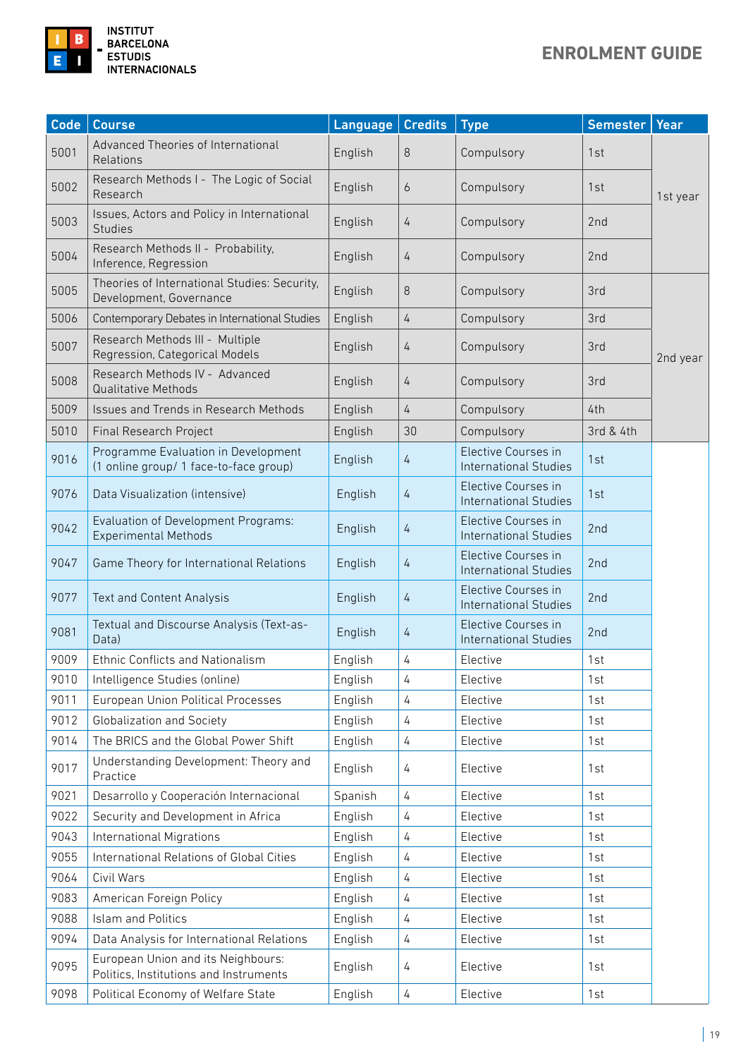| Code | Course | Language | Credits | Type | Semester | Year |
|---|---|---|---|---|---|---|
| 5001 | Advanced Theories of International Relations | English | 8 | Compulsory | 1st | 1st year |
| 5002 | Research Methods I - The Logic of Social Research | English | 6 | Compulsory | 1st | |
| 5003 | Issues, Actors and Policy in International Studies | English | 4 | Compulsory | 2nd | |
| 5004 | Research Methods II - Probability, Inference, Regression | English | 4 | Compulsory | 2nd | |
| 5005 | Theories of International Studies: Security, Development, Governance | English | 8 | Compulsory | 3rd | 2nd year |
| 5006 | Contemporary Debates in International Studies | English | 4 | Compulsory | 3rd | |
| 5007 | Research Methods III - Multiple Regression, Categorical Models | English | 4 | Compulsory | 3rd | |
| 5008 | Research Methods IV - Advanced Qualitative Methods | English | 4 | Compulsory | 3rd | |
| 5009 | Issues and Trends in Research Methods | English | 4 | Compulsory | 4th | |
| 5010 | Final Research Project | English | 30 | Compulsory | 3rd & 4th | |
| 9016 | Programme Evaluation in Development (1 online group/ 1 face-to-face group) | English | 4 | Elective Courses in International Studies | 1st | |
| 9076 | Data Visualization (intensive) | English | 4 | Elective Courses in International Studies | 1st | |
| 9042 | Evaluation of Development Programs: Experimental Methods | English | 4 | Elective Courses in International Studies | 2nd | |
| 9047 | Game Theory for International Relations | English | 4 | Elective Courses in International Studies | 2nd | |
| 9077 | Text and Content Analysis | English | 4 | Elective Courses in International Studies | 2nd | |
| 9081 | Textual and Discourse Analysis (Text-as-Data) | English | 4 | Elective Courses in International Studies | 2nd | |
| 9009 | Ethnic Conflicts and Nationalism | English | 4 | Elective | 1st | |
| 9010 | Intelligence Studies (online) | English | 4 | Elective | 1st | |
| 9011 | European Union Political Processes | English | 4 | Elective | 1st | |
| 9012 | Globalization and Society | English | 4 | Elective | 1st | |
| 9014 | The BRICS and the Global Power Shift | English | 4 | Elective | 1st | |
| 9017 | Understanding Development: Theory and Practice | English | 4 | Elective | 1st | |
| 9021 | Desarrollo y Cooperación Internacional | Spanish | 4 | Elective | 1st | |
| 9022 | Security and Development in Africa | English | 4 | Elective | 1st | |
| 9043 | International Migrations | English | 4 | Elective | 1st | |
| 9055 | International Relations of Global Cities | English | 4 | Elective | 1st | |
| 9064 | Civil Wars | English | 4 | Elective | 1st | |
| 9083 | American Foreign Policy | English | 4 | Elective | 1st | |
| 9088 | Islam and Politics | English | 4 | Elective | 1st | |
| 9094 | Data Analysis for International Relations | English | 4 | Elective | 1st | |
| 9095 | European Union and its Neighbours: Politics, Institutions and Instruments | English | 4 | Elective | 1st | |
| 9098 | Political Economy of Welfare State | English | 4 | Elective | 1st | |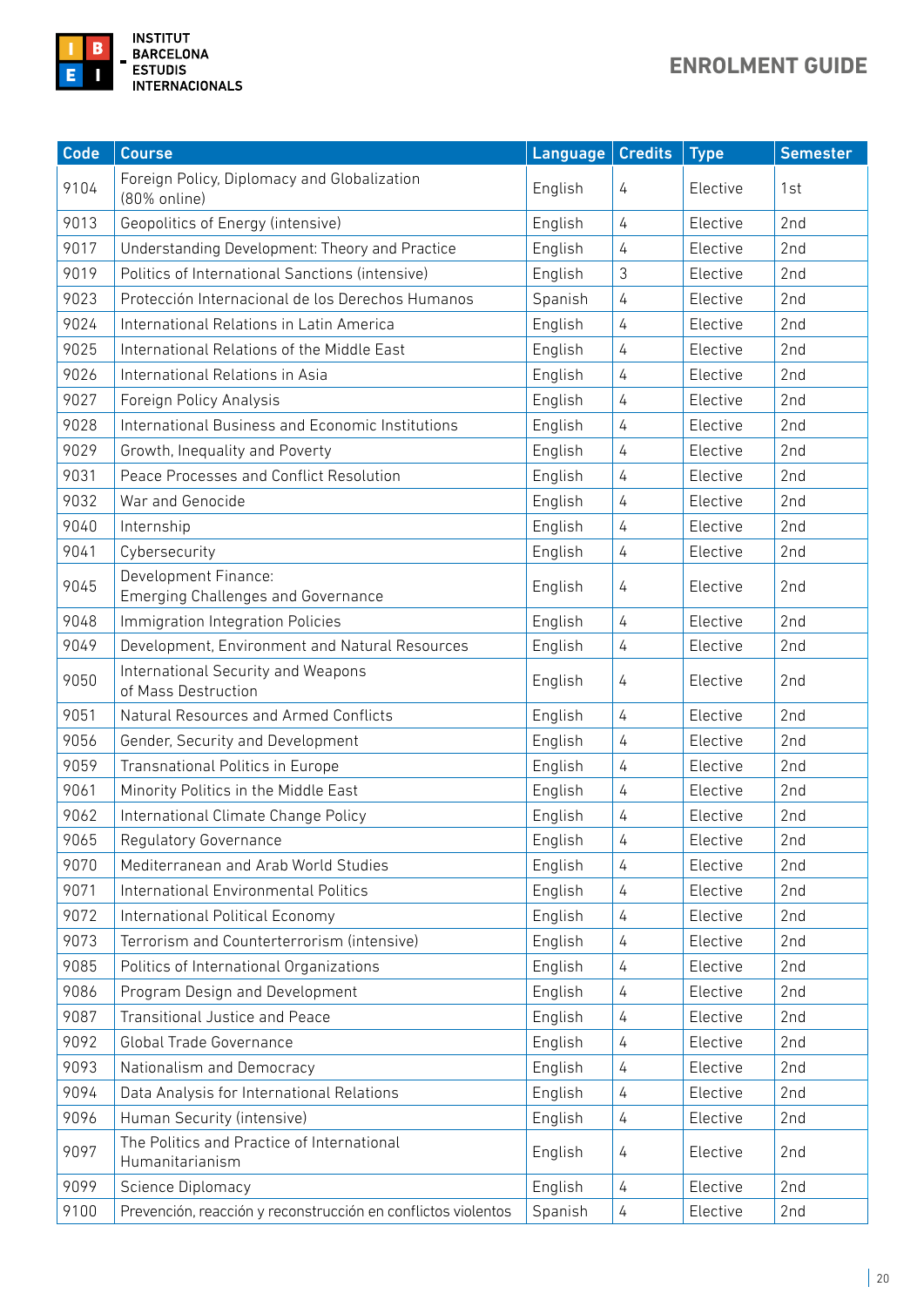| Code | Course | Language | Credits | Type | Semester |
|---|---|---|---|---|---|
| 9104 | Foreign Policy, Diplomacy and Globalization (80% online) | English | 4 | Elective | 1st |
| 9013 | Geopolitics of Energy (intensive) | English | 4 | Elective | 2nd |
| 9017 | Understanding Development: Theory and Practice | English | 4 | Elective | 2nd |
| 9019 | Politics of International Sanctions (intensive) | English | 3 | Elective | 2nd |
| 9023 | Protección Internacional de los Derechos Humanos | Spanish | 4 | Elective | 2nd |
| 9024 | International Relations in Latin America | English | 4 | Elective | 2nd |
| 9025 | International Relations of the Middle East | English | 4 | Elective | 2nd |
| 9026 | International Relations in Asia | English | 4 | Elective | 2nd |
| 9027 | Foreign Policy Analysis | English | 4 | Elective | 2nd |
| 9028 | International Business and Economic Institutions | English | 4 | Elective | 2nd |
| 9029 | Growth, Inequality and Poverty | English | 4 | Elective | 2nd |
| 9031 | Peace Processes and Conflict Resolution | English | 4 | Elective | 2nd |
| 9032 | War and Genocide | English | 4 | Elective | 2nd |
| 9040 | Internship | English | 4 | Elective | 2nd |
| 9041 | Cybersecurity | English | 4 | Elective | 2nd |
| 9045 | Development Finance: Emerging Challenges and Governance | English | 4 | Elective | 2nd |
| 9048 | Immigration Integration Policies | English | 4 | Elective | 2nd |
| 9049 | Development, Environment and Natural Resources | English | 4 | Elective | 2nd |
| 9050 | International Security and Weapons of Mass Destruction | English | 4 | Elective | 2nd |
| 9051 | Natural Resources and Armed Conflicts | English | 4 | Elective | 2nd |
| 9056 | Gender, Security and Development | English | 4 | Elective | 2nd |
| 9059 | Transnational Politics in Europe | English | 4 | Elective | 2nd |
| 9061 | Minority Politics in the Middle East | English | 4 | Elective | 2nd |
| 9062 | International Climate Change Policy | English | 4 | Elective | 2nd |
| 9065 | Regulatory Governance | English | 4 | Elective | 2nd |
| 9070 | Mediterranean and Arab World Studies | English | 4 | Elective | 2nd |
| 9071 | International Environmental Politics | English | 4 | Elective | 2nd |
| 9072 | International Political Economy | English | 4 | Elective | 2nd |
| 9073 | Terrorism and Counterterrorism (intensive) | English | 4 | Elective | 2nd |
| 9085 | Politics of International Organizations | English | 4 | Elective | 2nd |
| 9086 | Program Design and Development | English | 4 | Elective | 2nd |
| 9087 | Transitional Justice and Peace | English | 4 | Elective | 2nd |
| 9092 | Global Trade Governance | English | 4 | Elective | 2nd |
| 9093 | Nationalism and Democracy | English | 4 | Elective | 2nd |
| 9094 | Data Analysis for International Relations | English | 4 | Elective | 2nd |
| 9096 | Human Security (intensive) | English | 4 | Elective | 2nd |
| 9097 | The Politics and Practice of International Humanitarianism | English | 4 | Elective | 2nd |
| 9099 | Science Diplomacy | English | 4 | Elective | 2nd |
| 9100 | Prevención, reacción y reconstrucción en conflictos violentos | Spanish | 4 | Elective | 2nd |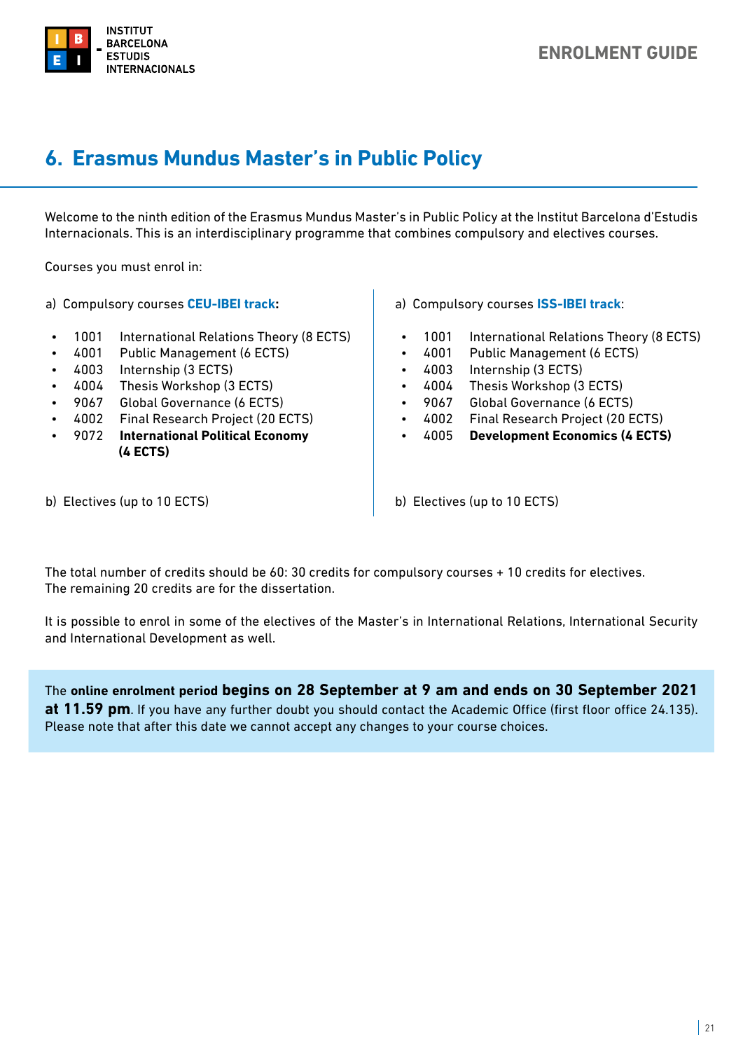# 6. Erasmus Mundus Master's in Public Policy

Welcome to the ninth edition of the Erasmus Mundus Master's in Public Policy at the Institut Barcelona d'Estudis Internacionals. This is an interdisciplinary programme that combines compulsory and electives courses.

Courses you must enrol in:

a) Compulsory courses **CEU-IBEI track:**

- 1001 International Relations Theory (8 ECTS)
- 4001 Public Management (6 ECTS)
- 4003 Internship (3 ECTS)
- 4004 Thesis Workshop (3 ECTS)
- 9067 Global Governance (6 ECTS)
- 4002 Final Research Project (20 ECTS)
- 9072 **International Political Economy (4 ECTS)**

b) Electives (up to 10 ECTS)

a) Compulsory courses **ISS-IBEI track**:

- 1001 International Relations Theory (8 ECTS)
- 4001 Public Management (6 ECTS)
- 4003 Internship (3 ECTS)
- 4004 Thesis Workshop (3 ECTS)
- 9067 Global Governance (6 ECTS)
- 4002 Final Research Project (20 ECTS)
- 4005 **Development Economics (4 ECTS)**

b) Electives (up to 10 ECTS)

The total number of credits should be 60: 30 credits for compulsory courses + 10 credits for electives. The remaining 20 credits are for the dissertation.

It is possible to enrol in some of the electives of the Master's in International Relations, International Security and International Development as well.

The **online enrolment period begins on 28 September at 9 am and ends on 30 September 2021 at 11.59 pm**. If you have any further doubt you should contact the Academic Office (first floor office 24.135). Please note that after this date we cannot accept any changes to your course choices.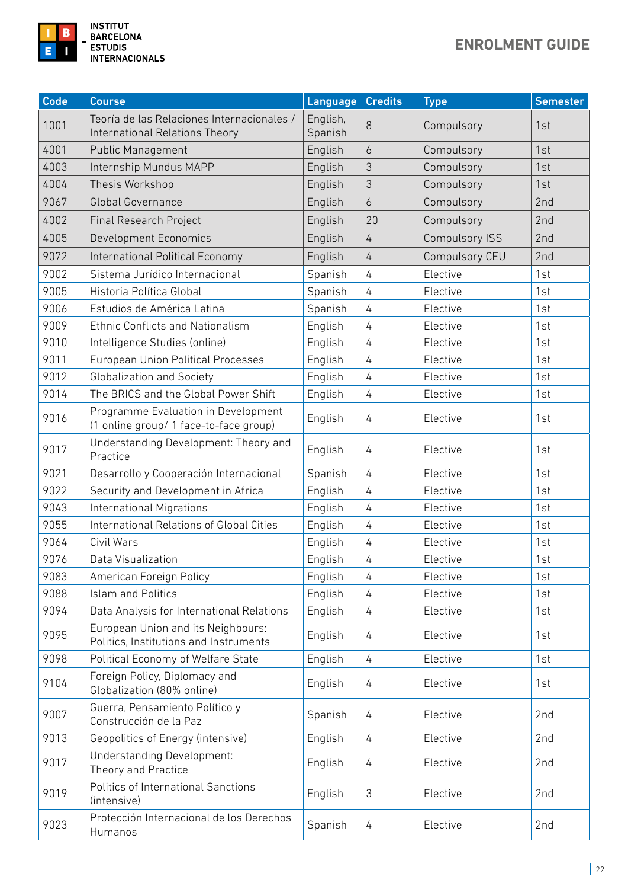| Code | Course | Language | Credits | Type | Semester |
|---|---|---|---|---|---|
| 1001 | Teoría de las Relaciones Internacionales / International Relations Theory | English, Spanish | 8 | Compulsory | 1st |
| 4001 | Public Management | English | 6 | Compulsory | 1st |
| 4003 | Internship Mundus MAPP | English | 3 | Compulsory | 1st |
| 4004 | Thesis Workshop | English | 3 | Compulsory | 1st |
| 9067 | Global Governance | English | 6 | Compulsory | 2nd |
| 4002 | Final Research Project | English | 20 | Compulsory | 2nd |
| 4005 | Development Economics | English | 4 | Compulsory ISS | 2nd |
| 9072 | International Political Economy | English | 4 | Compulsory CEU | 2nd |
| 9002 | Sistema Jurídico Internacional | Spanish | 4 | Elective | 1st |
| 9005 | Historia Política Global | Spanish | 4 | Elective | 1st |
| 9006 | Estudios de América Latina | Spanish | 4 | Elective | 1st |
| 9009 | Ethnic Conflicts and Nationalism | English | 4 | Elective | 1st |
| 9010 | Intelligence Studies (online) | English | 4 | Elective | 1st |
| 9011 | European Union Political Processes | English | 4 | Elective | 1st |
| 9012 | Globalization and Society | English | 4 | Elective | 1st |
| 9014 | The BRICS and the Global Power Shift | English | 4 | Elective | 1st |
| 9016 | Programme Evaluation in Development (1 online group/ 1 face-to-face group) | English | 4 | Elective | 1st |
| 9017 | Understanding Development: Theory and Practice | English | 4 | Elective | 1st |
| 9021 | Desarrollo y Cooperación Internacional | Spanish | 4 | Elective | 1st |
| 9022 | Security and Development in Africa | English | 4 | Elective | 1st |
| 9043 | International Migrations | English | 4 | Elective | 1st |
| 9055 | International Relations of Global Cities | English | 4 | Elective | 1st |
| 9064 | Civil Wars | English | 4 | Elective | 1st |
| 9076 | Data Visualization | English | 4 | Elective | 1st |
| 9083 | American Foreign Policy | English | 4 | Elective | 1st |
| 9088 | Islam and Politics | English | 4 | Elective | 1st |
| 9094 | Data Analysis for International Relations | English | 4 | Elective | 1st |
| 9095 | European Union and its Neighbours: Politics, Institutions and Instruments | English | 4 | Elective | 1st |
| 9098 | Political Economy of Welfare State | English | 4 | Elective | 1st |
| 9104 | Foreign Policy, Diplomacy and Globalization (80% online) | English | 4 | Elective | 1st |
| 9007 | Guerra, Pensamiento Político y Construcción de la Paz | Spanish | 4 | Elective | 2nd |
| 9013 | Geopolitics of Energy (intensive) | English | 4 | Elective | 2nd |
| 9017 | Understanding Development: Theory and Practice | English | 4 | Elective | 2nd |
| 9019 | Politics of International Sanctions (intensive) | English | 3 | Elective | 2nd |
| 9023 | Protección Internacional de los Derechos Humanos | Spanish | 4 | Elective | 2nd |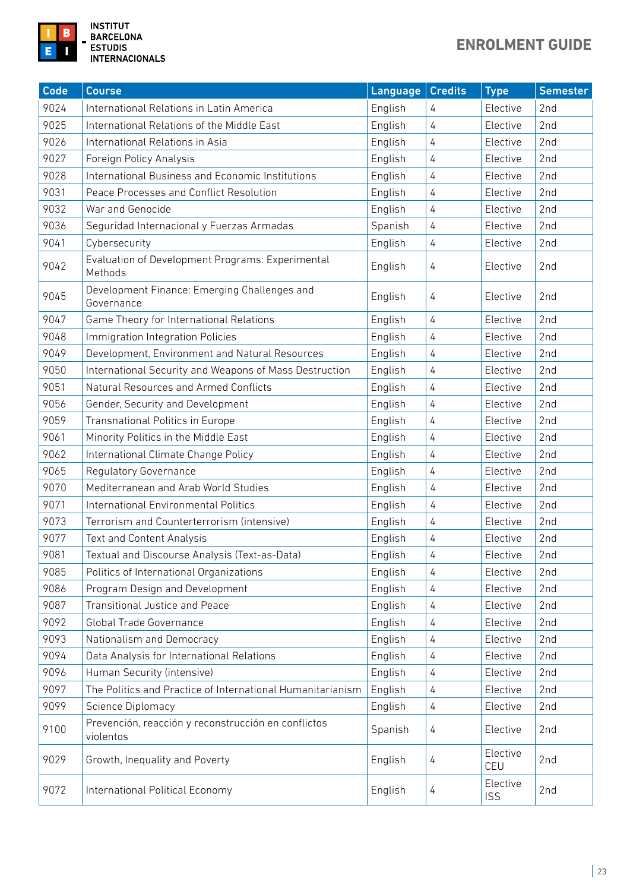| Code | Course | Language | Credits | Type | Semester |
|---|---|---|---|---|---|
| 9024 | International Relations in Latin America | English | 4 | Elective | 2nd |
| 9025 | International Relations of the Middle East | English | 4 | Elective | 2nd |
| 9026 | International Relations in Asia | English | 4 | Elective | 2nd |
| 9027 | Foreign Policy Analysis | English | 4 | Elective | 2nd |
| 9028 | International Business and Economic Institutions | English | 4 | Elective | 2nd |
| 9031 | Peace Processes and Conflict Resolution | English | 4 | Elective | 2nd |
| 9032 | War and Genocide | English | 4 | Elective | 2nd |
| 9036 | Seguridad Internacional y Fuerzas Armadas | Spanish | 4 | Elective | 2nd |
| 9041 | Cybersecurity | English | 4 | Elective | 2nd |
| 9042 | Evaluation of Development Programs: Experimental Methods | English | 4 | Elective | 2nd |
| 9045 | Development Finance: Emerging Challenges and Governance | English | 4 | Elective | 2nd |
| 9047 | Game Theory for International Relations | English | 4 | Elective | 2nd |
| 9048 | Immigration Integration Policies | English | 4 | Elective | 2nd |
| 9049 | Development, Environment and Natural Resources | English | 4 | Elective | 2nd |
| 9050 | International Security and Weapons of Mass Destruction | English | 4 | Elective | 2nd |
| 9051 | Natural Resources and Armed Conflicts | English | 4 | Elective | 2nd |
| 9056 | Gender, Security and Development | English | 4 | Elective | 2nd |
| 9059 | Transnational Politics in Europe | English | 4 | Elective | 2nd |
| 9061 | Minority Politics in the Middle East | English | 4 | Elective | 2nd |
| 9062 | International Climate Change Policy | English | 4 | Elective | 2nd |
| 9065 | Regulatory Governance | English | 4 | Elective | 2nd |
| 9070 | Mediterranean and Arab World Studies | English | 4 | Elective | 2nd |
| 9071 | International Environmental Politics | English | 4 | Elective | 2nd |
| 9073 | Terrorism and Counterterrorism (intensive) | English | 4 | Elective | 2nd |
| 9077 | Text and Content Analysis | English | 4 | Elective | 2nd |
| 9081 | Textual and Discourse Analysis (Text-as-Data) | English | 4 | Elective | 2nd |
| 9085 | Politics of International Organizations | English | 4 | Elective | 2nd |
| 9086 | Program Design and Development | English | 4 | Elective | 2nd |
| 9087 | Transitional Justice and Peace | English | 4 | Elective | 2nd |
| 9092 | Global Trade Governance | English | 4 | Elective | 2nd |
| 9093 | Nationalism and Democracy | English | 4 | Elective | 2nd |
| 9094 | Data Analysis for International Relations | English | 4 | Elective | 2nd |
| 9096 | Human Security (intensive) | English | 4 | Elective | 2nd |
| 9097 | The Politics and Practice of International Humanitarianism | English | 4 | Elective | 2nd |
| 9099 | Science Diplomacy | English | 4 | Elective | 2nd |
| 9100 | Prevención, reacción y reconstrucción en conflictos violentos | Spanish | 4 | Elective | 2nd |
| 9029 | Growth, Inequality and Poverty | English | 4 | Elective CEU | 2nd |
| 9072 | International Political Economy | English | 4 | Elective ISS | 2nd |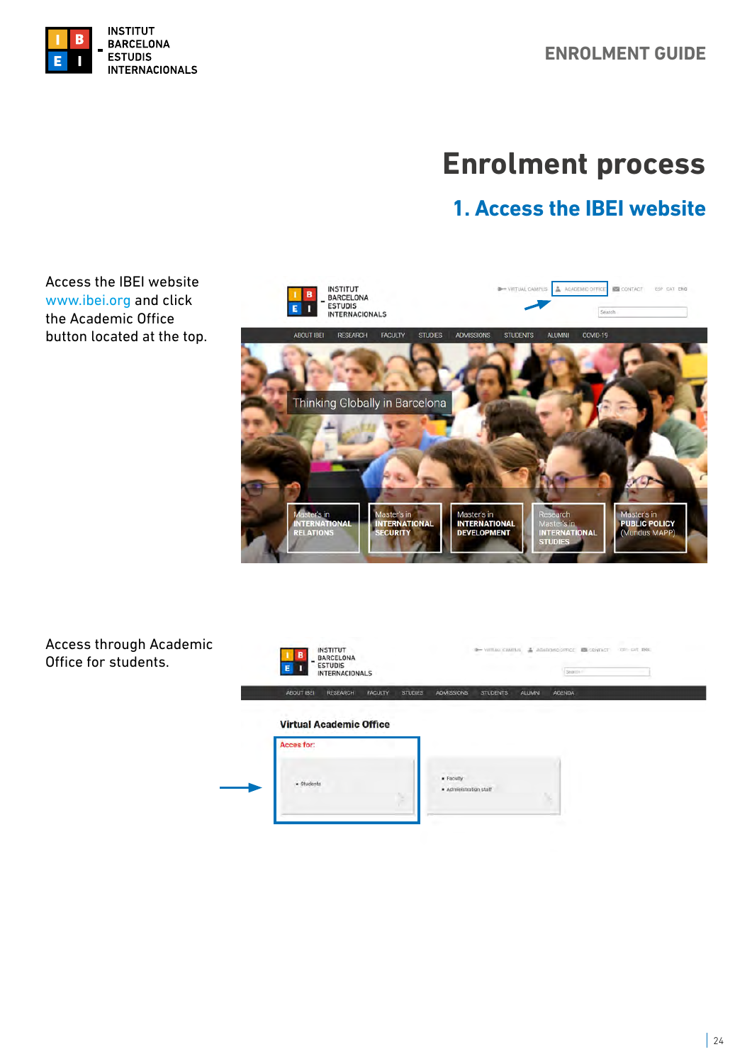# Enrolment process

## 1. Access the IBEI website

Access the IBEI website www.ibei.org and click the Academic Office button located at the top.

Access through Academic Office for students.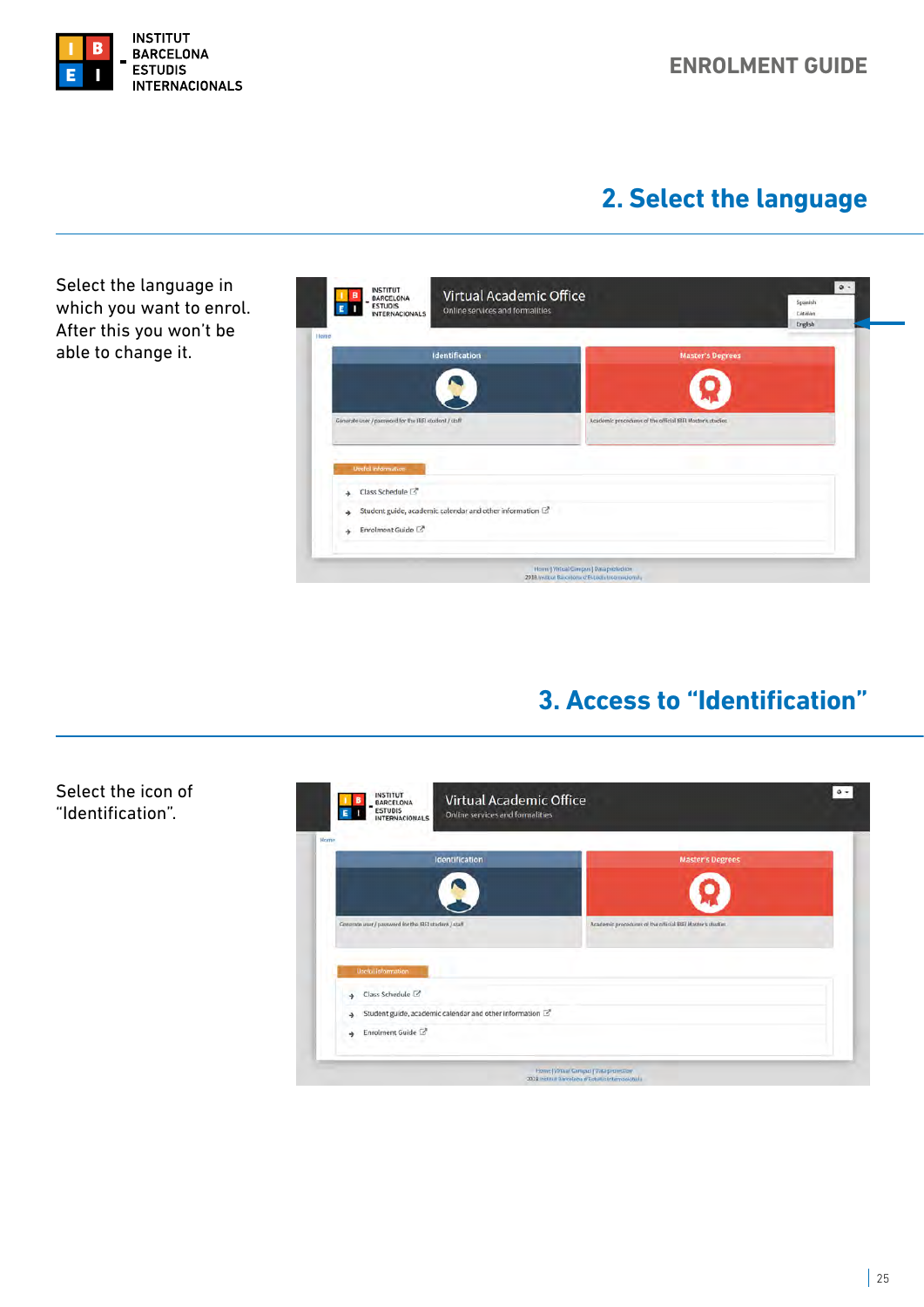## 2. Select the language

Select the language in which you want to enrol. After this you won't be able to change it.

## 3. Access to “Identification”

Select the icon of “Identification”.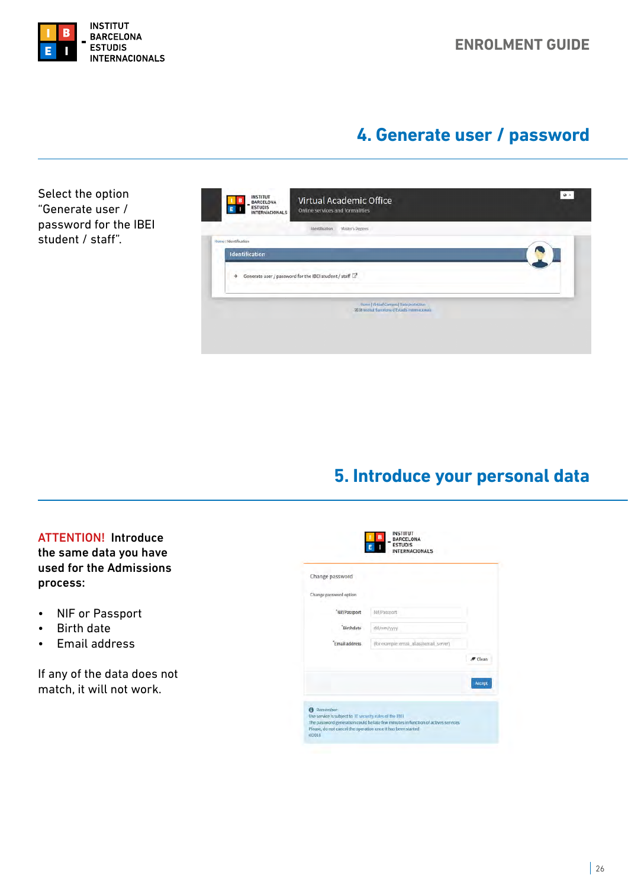## 4. Generate user / password

Select the option "Generate user / password for the IBEI student / staff".

## 5. Introduce your personal data

ATTENTION! **Introduce the same data you have used for the Admissions process:**

- NIF or Passport
- Birth date
- Email address

If any of the data does not match, it will not work.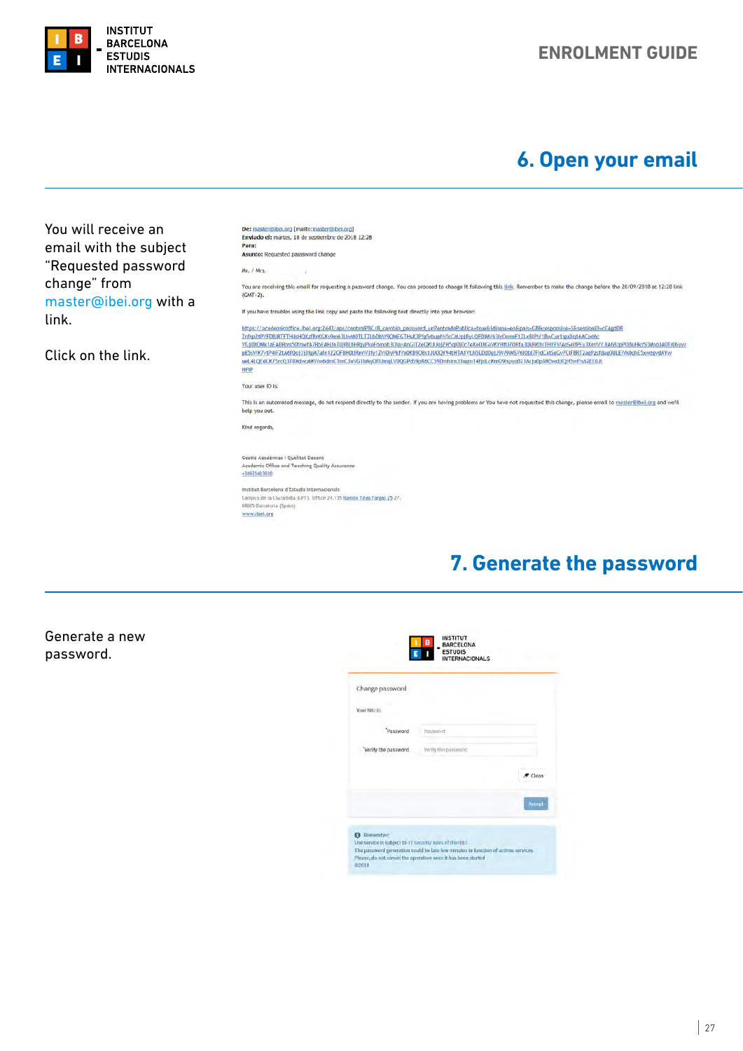## 6. Open your email

You will receive an email with the subject “Requested password change” from master@ibei.org with a link.

Click on the link.

De: master@ibei.org [mailto:master@ibei.org]
Enviado el: martes, 18 de septiembre de 2018 12:28
Para:
Asunto: Requested password change

Mr. / Mrs.

You are receiving this email for requesting a password change. You can proceed to change it following this link. Remember to make the change before the 20/09/2018 at 12:28 link (GMT+2).

If you have troubles using the link copy and paste the following text directly into your browser:

https://academicoffice.ibei.org:2443/apl/control/PBC/B_cambio_password_url?entradaPublica=true&idioma=es&pais=GB&...

Your user ID is:

This is an automated message, do not respond directly to the sender. If you are having problems or You have not requested this change, please email to master@ibei.org and we'll help you out.

Kind regards,

Gestió Acadèmica | Qualitat Docent
Academic Office and Teaching Quality Assurance
+34935423030

Institut Barcelona d'Estudis Internacionals
Campus de la Ciutadella (UPF). Office 24.135 Ramon Trias Fargas 25-27.
08005 Barcelona (Spain)
www.ibei.org

## 7. Generate the password

Generate a new password.

Change password

Your NIU is:

*Password

*Verify the password

Clean

Accept

Remember:
Use service is subject to IT security rules of the IBEI
The password generation could be late few minutes in function of actives services
Please, do not cancel the operation once it has been started
©2013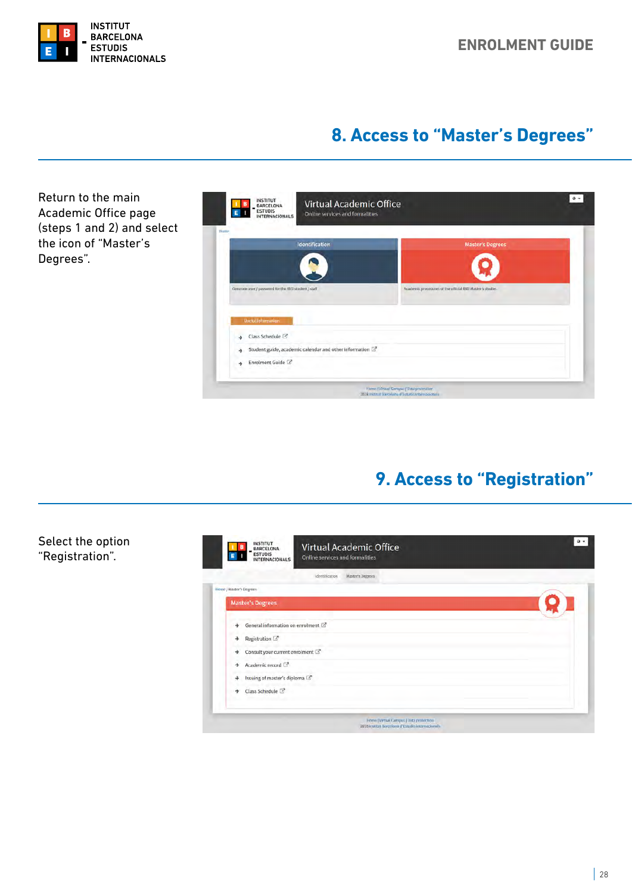## 8. Access to “Master’s Degrees”

Return to the main Academic Office page (steps 1 and 2) and select the icon of “Master’s Degrees”.

## 9. Access to “Registration”

Select the option “Registration”.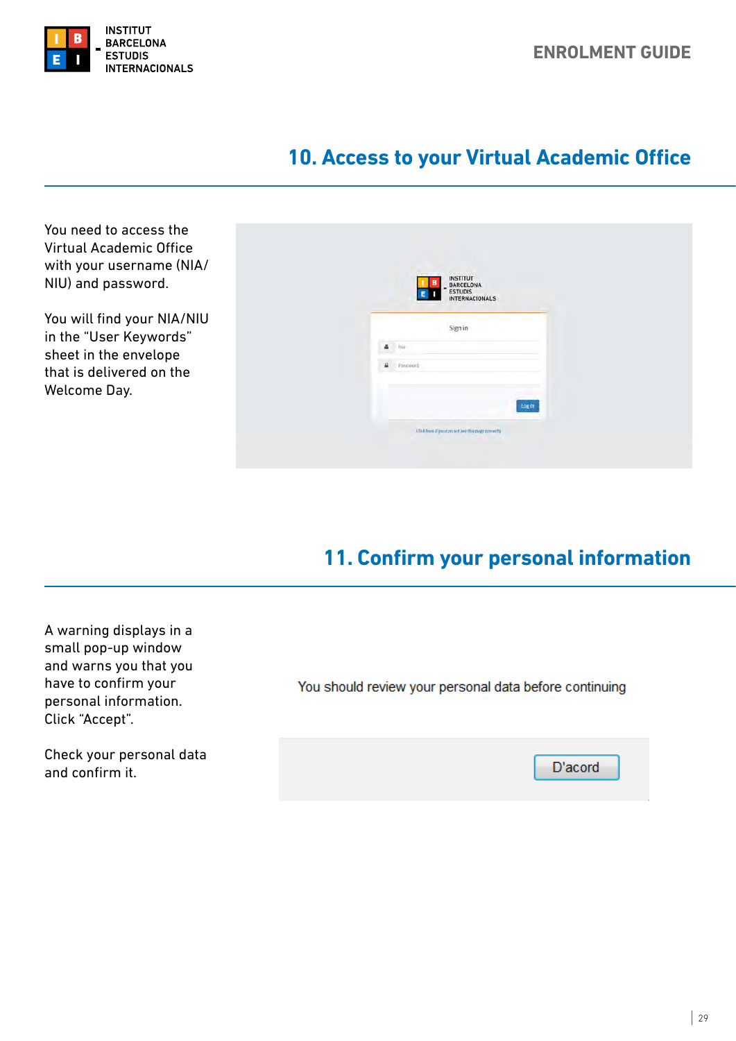## 10. Access to your Virtual Academic Office

You need to access the Virtual Academic Office with your username (NIA/NIU) and password.

You will find your NIA/NIU in the "User Keywords" sheet in the envelope that is delivered on the Welcome Day.

## 11. Confirm your personal information

A warning displays in a small pop-up window and warns you that you have to confirm your personal information. Click "Accept".

Check your personal data and confirm it.

You should review your personal data before continuing

D'acord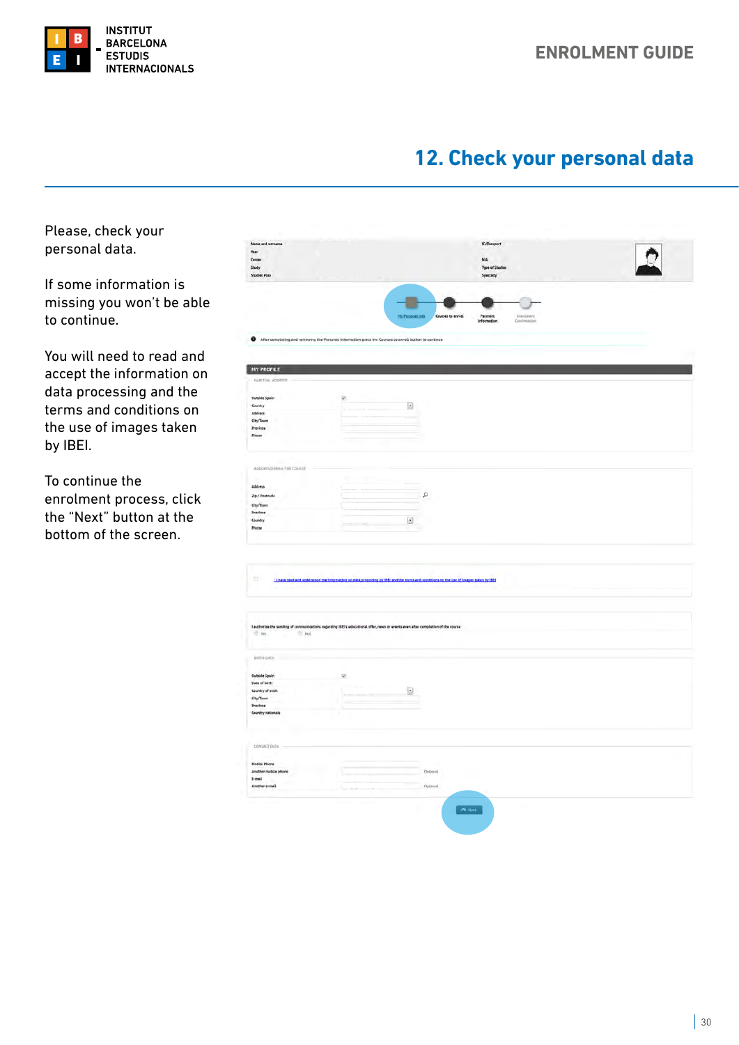## 12. Check your personal data

Please, check your personal data.

If some information is missing you won't be able to continue.

You will need to read and accept the information on data processing and the terms and conditions on the use of images taken by IBEI.

To continue the enrolment process, click the "Next" button at the bottom of the screen.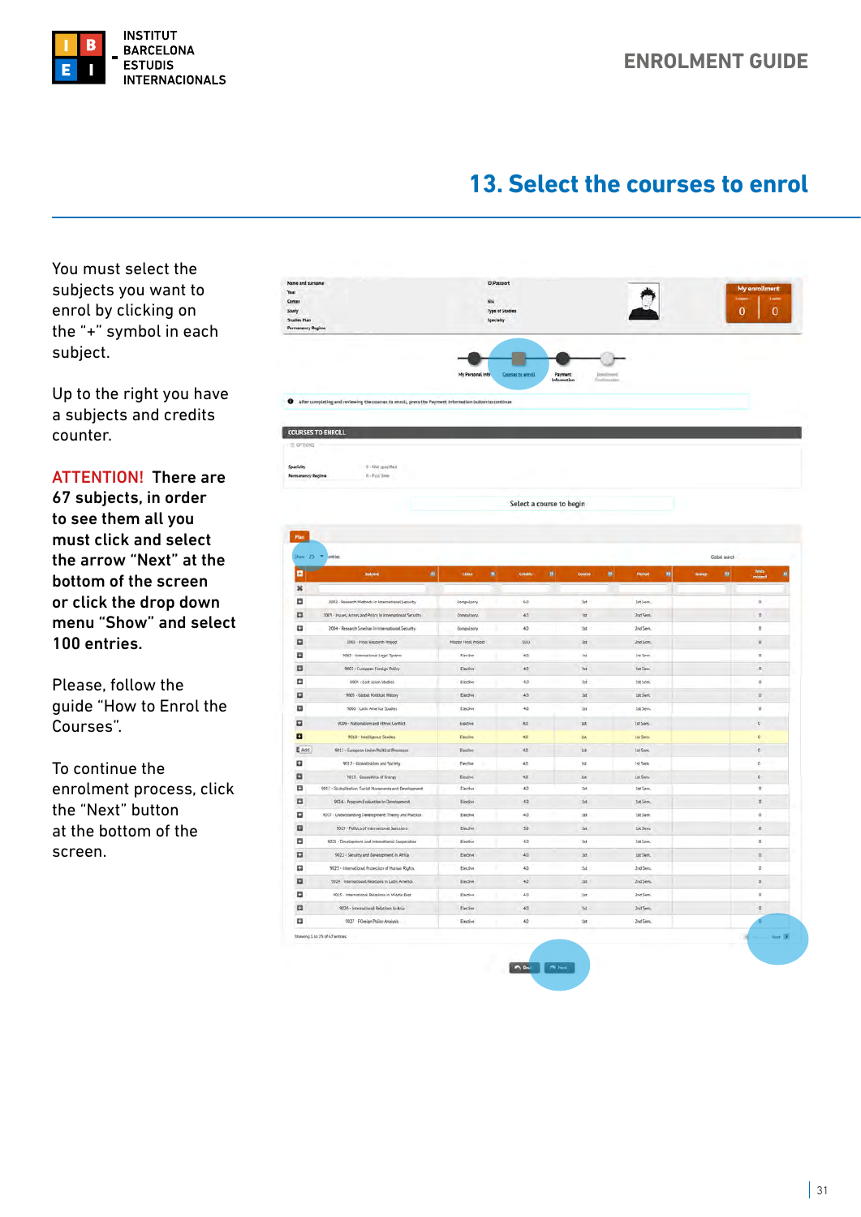# 13. Select the courses to enrol

You must select the subjects you want to enrol by clicking on the "+" symbol in each subject.

Up to the right you have a subjects and credits counter.

ATTENTION! **There are 67 subjects, in order to see them all you must click and select the arrow "Next" at the bottom of the screen or click the drop down menu "Show" and select 100 entries.**

Please, follow the guide "How to Enrol the Courses".

To continue the enrolment process, click the "Next" button at the bottom of the screen.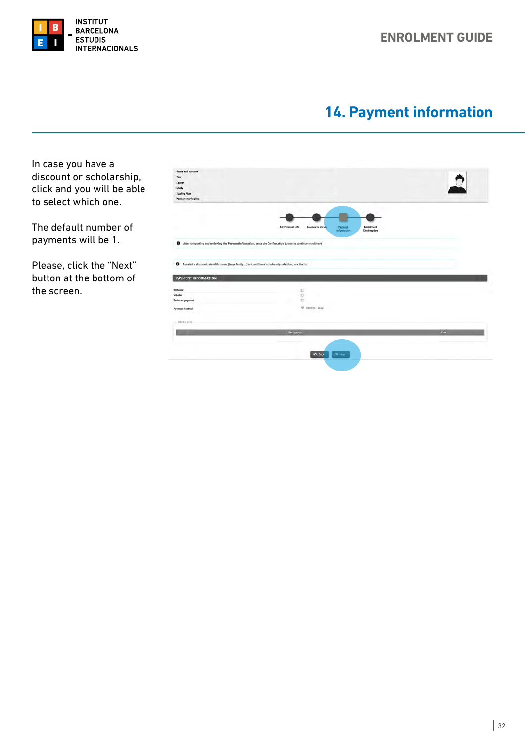## 14. Payment information

In case you have a discount or scholarship, click and you will be able to select which one.

The default number of payments will be 1.

Please, click the “Next” button at the bottom of the screen.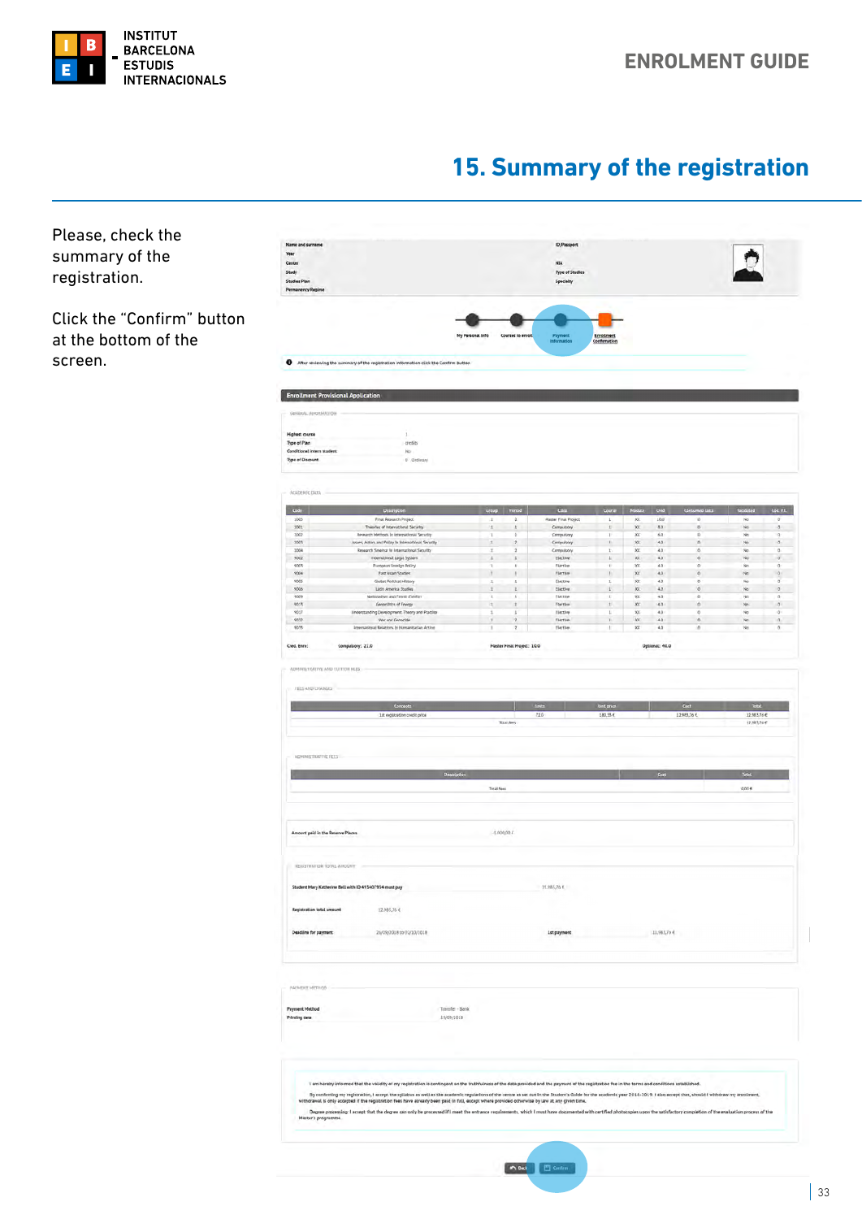## 15. Summary of the registration

Please, check the summary of the registration.

Click the “Confirm” button at the bottom of the screen.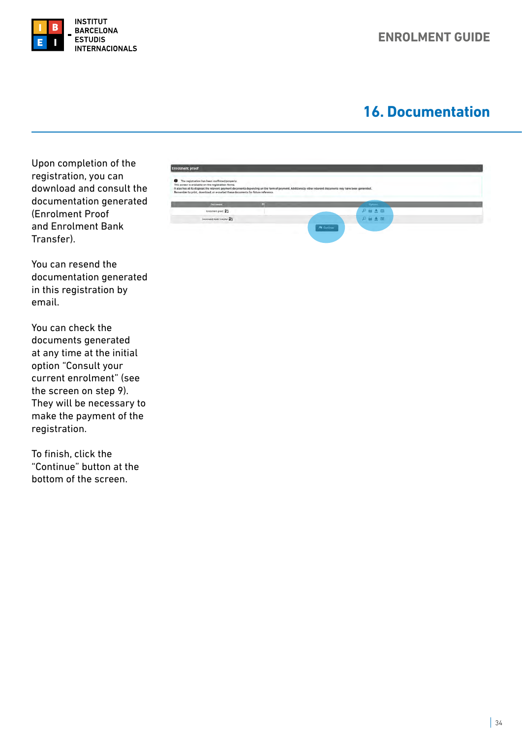## 16. Documentation

Upon completion of the registration, you can download and consult the documentation generated (Enrolment Proof and Enrolment Bank Transfer).

You can resend the documentation generated in this registration by email.

You can check the documents generated at any time at the initial option "Consult your current enrolment" (see the screen on step 9). They will be necessary to make the payment of the registration.

To finish, click the "Continue" button at the bottom of the screen.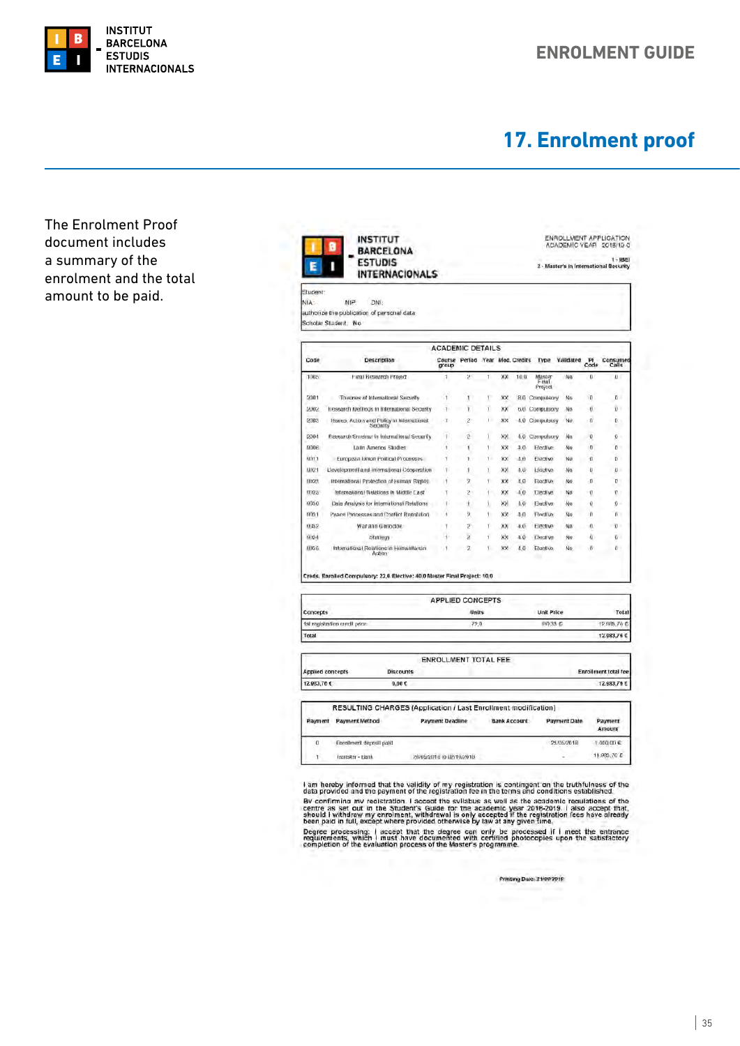# 17. Enrolment proof

The Enrolment Proof document includes a summary of the total enrolment and the total amount to be paid.

INSTITUT BARCELONA ESTUDIS INTERNACIONALS

ENROLLMENT APPLICATION
ACADEMIC YEAR 2018/19-0

1 - IBEI
2 - Master's in International Security

Student:
NIA: NIP: DNI:
authorize the publication of personal data
Scholar Student: No

**ACADEMIC DETAILS**

| Code | Description | Course group | Period | Year | Mod. | Credits | Type | Validated | PI Code | Consumed Calls |
|---|---|---|---|---|---|---|---|---|---|---|
| 1005 | Final Research Project | 1 | 2 | 1 | XX | 10.0 | Master Final Project | No | 0 | 0 |
| 2001 | Theories of International Security | 1 | 1 | 1 | XX | 8.0 | Compulsory | No | 0 | 0 |
| 2002 | Research Methods in International Security | 1 | 1 | 1 | XX | 6.0 | Compulsory | No | 0 | 0 |
| 2003 | Issues, Actors and Policy in International Security | 1 | 2 | 1 | XX | 4.0 | Compulsory | No | 0 | 0 |
| 2004 | Research Seminar in International Security | 1 | 2 | 1 | XX | 4.0 | Compulsory | No | 0 | 0 |
| 3008 | Latin America Studies | 1 | 1 | 1 | XX | 3.0 | Elective | No | 0 | 0 |
| 4011 | European Union Political Processes | 1 | 1 | 1 | XX | 4.0 | Elective | No | 0 | 0 |
| 4021 | Development and International Cooperation | 1 | 1 | 1 | XX | 4.0 | Elective | No | 0 | 0 |
| 4022 | International Protection of Human Rights | 1 | 2 | 1 | XX | 4.0 | Elective | No | 0 | 0 |
| 4025 | International Relations in Middle East | 1 | 2 | 1 | XX | 4.0 | Elective | No | 0 | 0 |
| 4030 | Data Analysis for International Relations | 1 | 1 | 1 | XX | 3.0 | Elective | No | 0 | 0 |
| 4051 | Peace Processes and Conflict Resolution | 1 | 2 | 1 | XX | 3.0 | Elective | No | 0 | 0 |
| 4052 | War and Genocide | 1 | 2 | 1 | XX | 4.0 | Elective | No | 0 | 0 |
| 4054 | Strategy | 1 | 2 | 1 | XX | 4.0 | Elective | No | 0 | 0 |
| 4056 | International Relations in Humanitarian Action | 1 | 2 | 1 | XX | 4.0 | Elective | No | 0 | 0 |

Creds. Enrolled Compulsory: 22,0 Elective: 40,0 Master Final Project: 10,0

**APPLIED CONCEPTS**

| Concepts | Units | Unit Price | Total |
|---|---|---|---|
| 1st registration credit price | 72,0 | 180,33 € | 12.983,76 € |
| Total | | | 12.983,76 € |

**ENROLLMENT TOTAL FEE**

| Applied concepts | Discounts | Enrollment total fee |
|---|---|---|
| 12.983,76 € | 0,00 € | 12.983,76 € |

**RESULTING CHARGES (Application / Last Enrollment modification)**

| Payment | Payment Method | Payment Deadline | Bank Account | Payment Date | Payment Amount |
|---|---|---|---|---|---|
| 0 | Enrollment deposit paid | | | 29/05/2018 | 1.000,00 € |
| 1 | Transfer - bank | 29/05/2018 to 02/10/2018 | | - | 11.983,76 € |

I am hereby informed that the validity of my registration is contingent on the truthfulness of the data provided and the payment of the registration fee in the terms and conditions established.

By confirming my registration, I accept the syllabus as well as the academic regulations of the centre as set out in the Student's Guide for the academic year 2018-2019. I also accept that, should I withdraw my enrolment, withdrawal is only accepted if the registration fees have already been paid in full, except where provided otherwise by law at any given time.

Degree processing: I accept that the degree can only be processed if I meet the entrance requirements, which I must have documented with certified photocopies upon the satisfactory completion of the evaluation process of the Master's programme.

Printing Date: 21/09/2018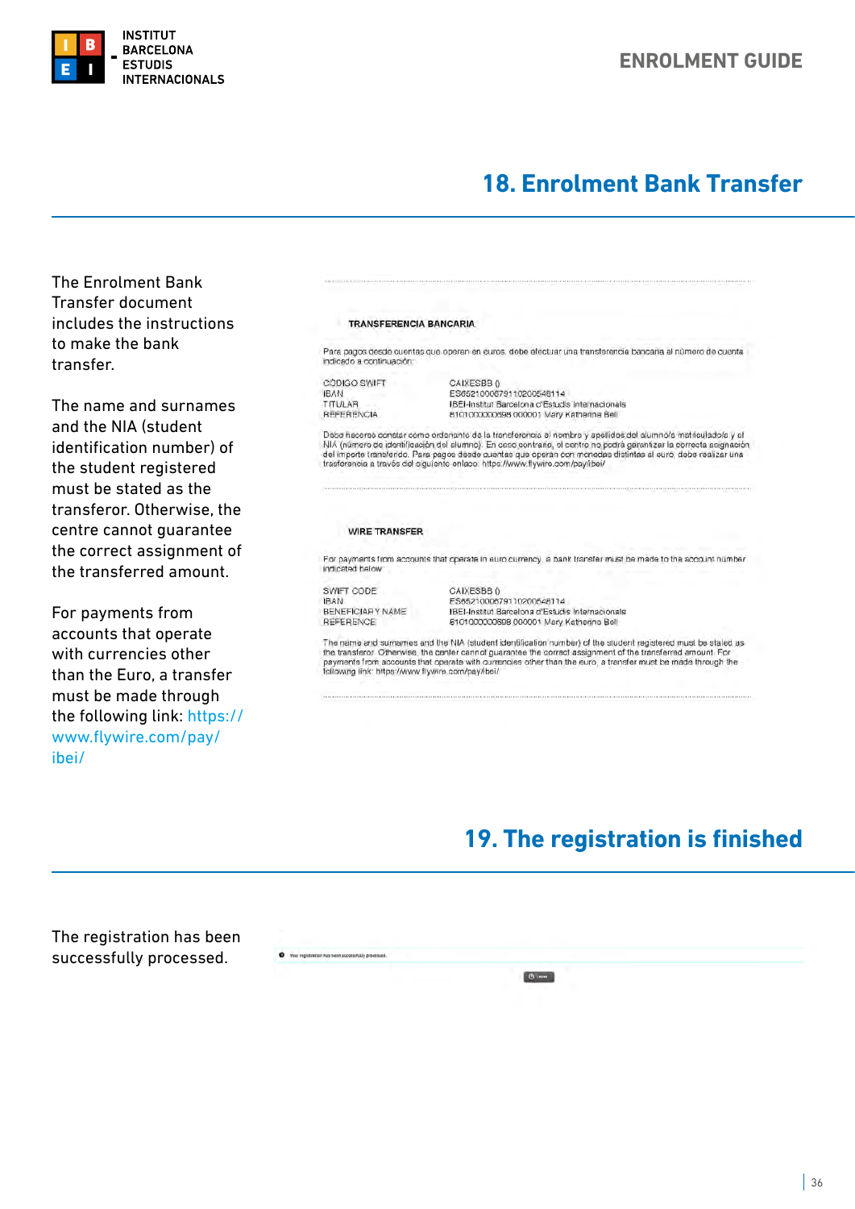## 18. Enrolment Bank Transfer

The Enrolment Bank Transfer document includes the instructions to make the bank transfer.

The name and surnames and the NIA (student identification number) of the student registered must be stated as the transferor. Otherwise, the centre cannot guarantee the correct assignment of the transferred amount.

For payments from accounts that operate with currencies other than the Euro, a transfer must be made through the following link: https://www.flywire.com/pay/ibei/

**TRANSFERENCIA BANCARIA**

Para pagos desde cuentas que operan en euros, debe efectuar una transferencia bancaria al número de cuenta indicado a continuación:

| | |
|---|---|
| CÓDIGO SWIFT | CAIXESBB () |
| IBAN | ES6521000679110200548114 |
| TITULAR | IBEI-Institut Barcelona d'Estudis Internacionals |
| REFERENCIA | 6101000000698 000001 Mary Katherine Bell |

Debe hacerse constar como ordenante de la transferencia el nombre y apellidos del alumno/a matriculado/a y el NIA (número de identificación del alumno). En caso contrario, el centro no podrá garantizar la correcta asignación del importe transferido. Para pagos desde cuentas que operan con monedas distintas al euro, debe realizar una transferencia a través del siguiente enlace: https://www.flywire.com/pay/ibei/

**WIRE TRANSFER**

For payments from accounts that operate in euro currency, a bank transfer must be made to the account number indicated below:

| | |
|---|---|
| SWIFT CODE | CAIXESBB () |
| IBAN | ES6521000679110200548114 |
| BENEFICIARY NAME | IBEI-Institut Barcelona d'Estudis Internacionals |
| REFERENCE | 6101000000698 000001 Mary Katherine Bell |

The name and surnames and the NIA (student identification number) of the student registered must be stated as the transferor. Otherwise, the center cannot guarantee the correct assignment of the transferred amount. For payments from accounts that operate with currencies other than the euro, a transfer must be made through the following link: https://www.flywire.com/pay/ibei/

## 19. The registration is finished

The registration has been successfully processed.

Your registration has been successfully processed.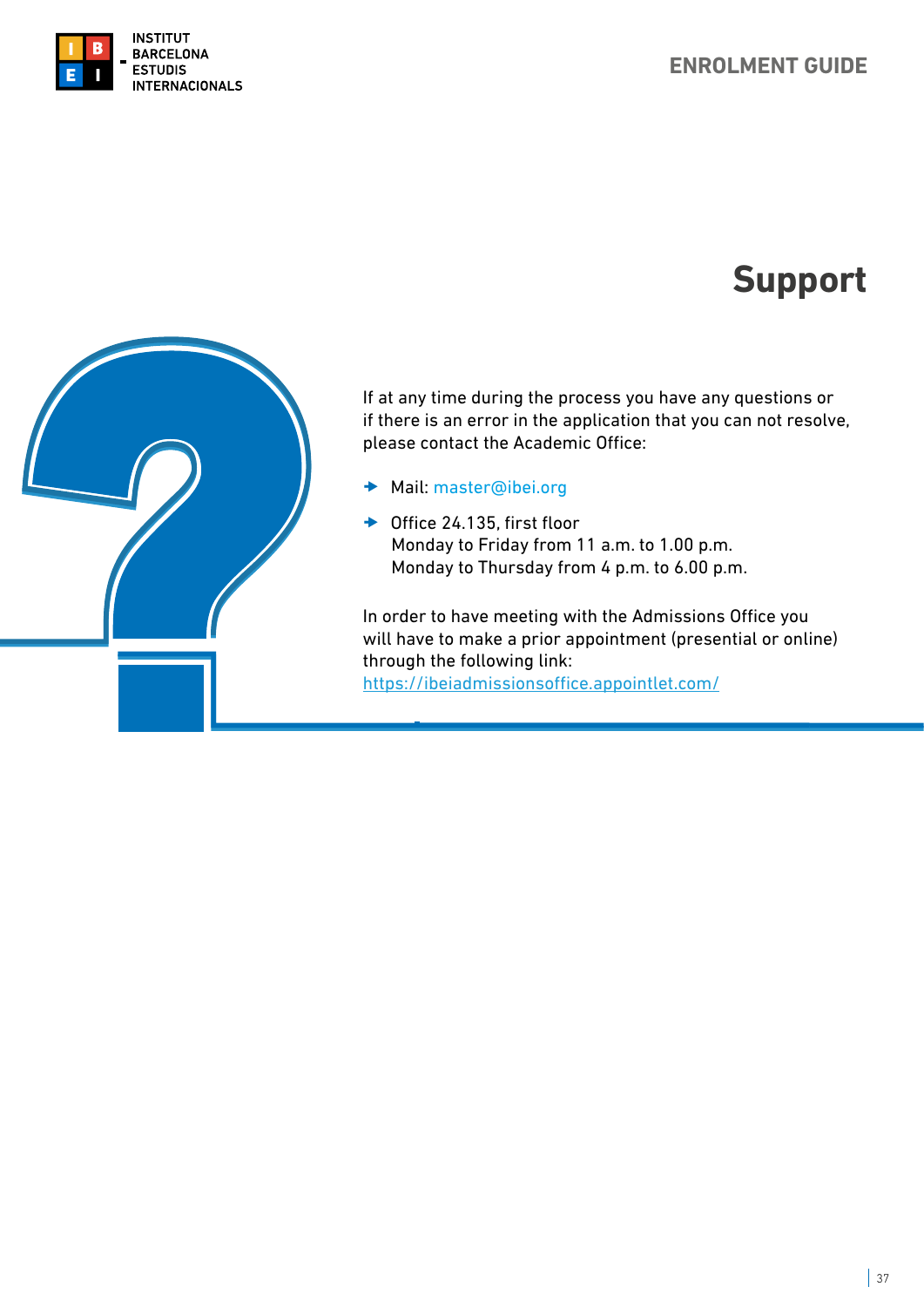# Support

If at any time during the process you have any questions or if there is an error in the application that you can not resolve, please contact the Academic Office:

- Mail: master@ibei.org
- Office 24.135, first floor
  Monday to Friday from 11 a.m. to 1.00 p.m.
  Monday to Thursday from 4 p.m. to 6.00 p.m.

In order to have meeting with the Admissions Office you will have to make a prior appointment (presential or online) through the following link:
https://ibeiadmissionsoffice.appointlet.com/